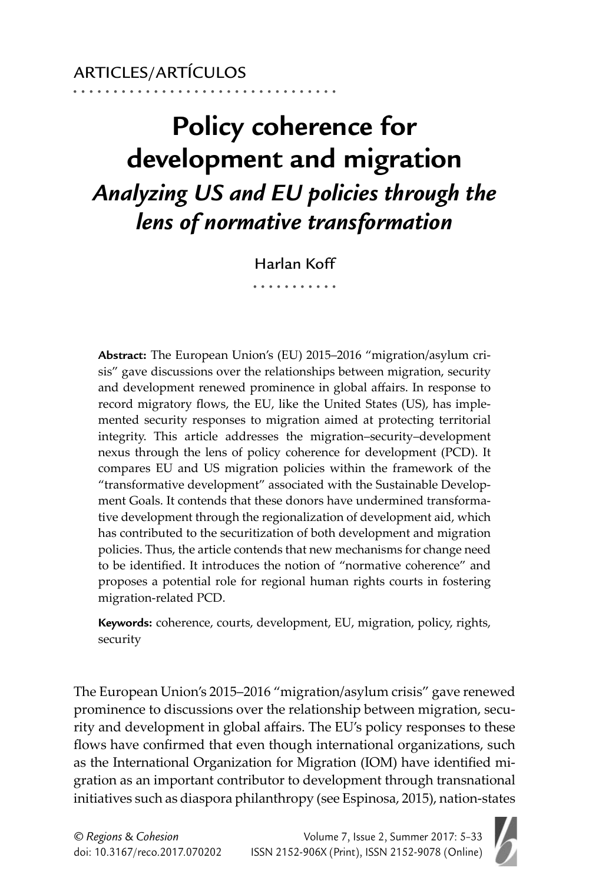ARTICLES/ARTÍCULOS

# Policy coherence for development and migration

## *Analyzing US and EU policies through the lens of normative transformation*

Harlan Koff

**Abstract:** The European Union's (EU) 2015–2016 "migration/asylum crisis" gave discussions over the relationships between migration, security and development renewed prominence in global affairs. In response to record migratory flows, the EU, like the United States (US), has implemented security responses to migration aimed at protecting territorial integrity. This article addresses the migration–security–development nexus through the lens of policy coherence for development (PCD). It compares EU and US migration policies within the framework of the "transformative development" associated with the Sustainable Development Goals. It contends that these donors have undermined transformative development through the regionalization of development aid, which has contributed to the securitization of both development and migration policies. Thus, the article contends that new mechanisms for change need to be identified. It introduces the notion of "normative coherence" and proposes a potential role for regional human rights courts in fostering migration-related PCD.

**Keywords:** coherence, courts, development, EU, migration, policy, rights, security

The European Union's 2015–2016 "migration/asylum crisis" gave renewed prominence to discussions over the relationship between migration, security and development in global affairs. The EU's policy responses to these flows have confirmed that even though international organizations, such as the International Organization for Migration (IOM) have identified migration as an important contributor to development through transnational initiatives such as diaspora philanthropy (see Espinosa, 2015), nation-states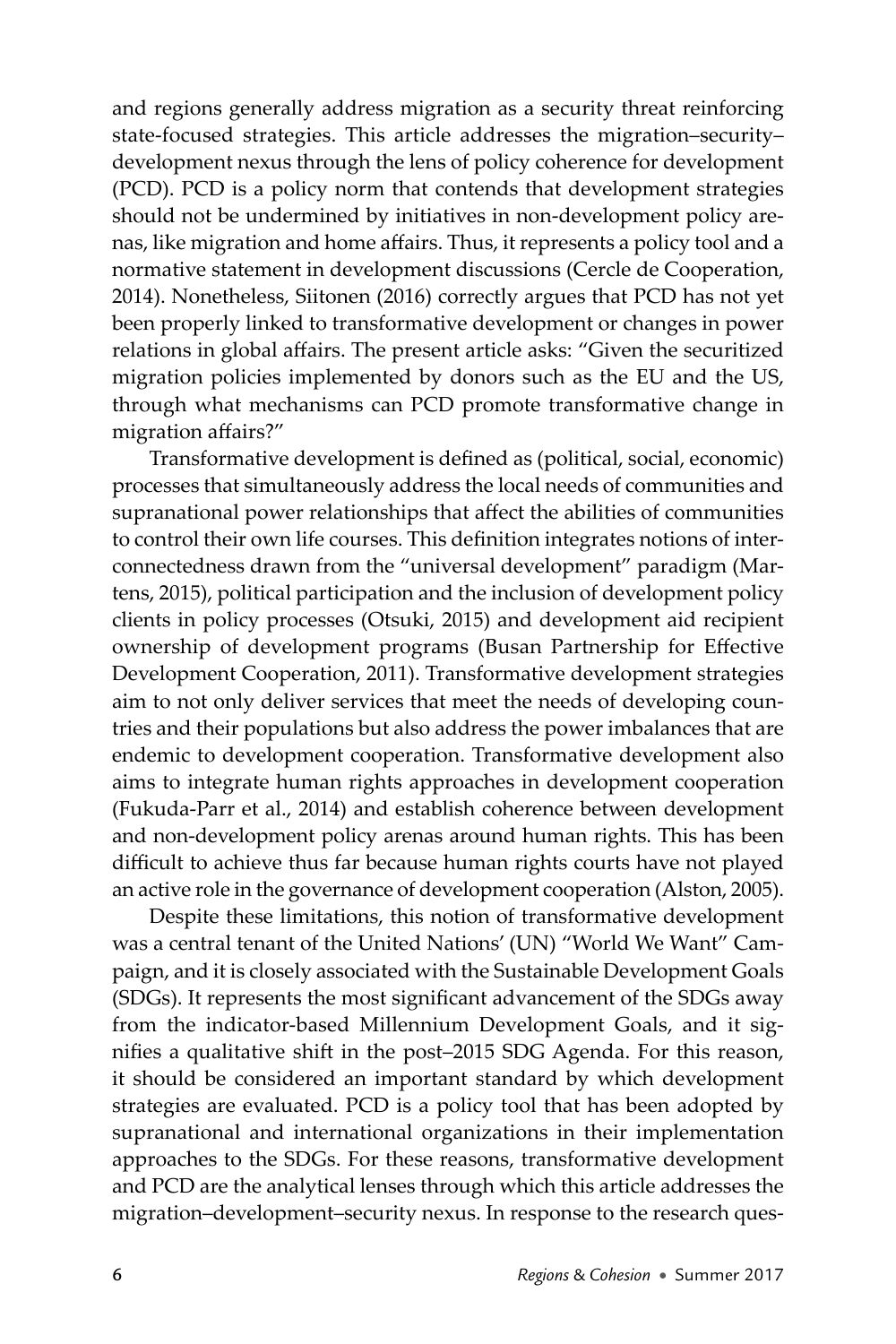and regions generally address migration as a security threat reinforcing state-focused strategies. This article addresses the migration–security–development nexus through the lens of policy coherence for development (PCD). PCD is a policy norm that contends that development strategies should not be undermined by initiatives in non-development policy arenas, like migration and home affairs. Thus, it represents a policy tool and a normative statement in development discussions (Cercle de Cooperation, 2014). Nonetheless, Siitonen (2016) correctly argues that PCD has not yet been properly linked to transformative development or changes in power relations in global affairs. The present article asks: "Given the securitized migration policies implemented by donors such as the EU and the US, through what mechanisms can PCD promote transformative change in migration affairs?"

Transformative development is defined as (political, social, economic) processes that simultaneously address the local needs of communities and supranational power relationships that affect the abilities of communities to control their own life courses. This definition integrates notions of interconnectedness drawn from the "universal development" paradigm (Martens, 2015), political participation and the inclusion of development policy clients in policy processes (Otsuki, 2015) and development aid recipient ownership of development programs (Busan Partnership for Effective Development Cooperation, 2011). Transformative development strategies aim to not only deliver services that meet the needs of developing countries and their populations but also address the power imbalances that are endemic to development cooperation. Transformative development also aims to integrate human rights approaches in development cooperation (Fukuda-Parr et al., 2014) and establish coherence between development and non-development policy arenas around human rights. This has been difficult to achieve thus far because human rights courts have not played an active role in the governance of development cooperation (Alston, 2005).

Despite these limitations, this notion of transformative development was a central tenant of the United Nations' (UN) "World We Want" Campaign, and it is closely associated with the Sustainable Development Goals (SDGs). It represents the most significant advancement of the SDGs away from the indicator-based Millennium Development Goals, and it signifies a qualitative shift in the post–2015 SDG Agenda. For this reason, it should be considered an important standard by which development strategies are evaluated. PCD is a policy tool that has been adopted by supranational and international organizations in their implementation approaches to the SDGs. For these reasons, transformative development and PCD are the analytical lenses through which this article addresses the migration–development–security nexus. In response to the research ques-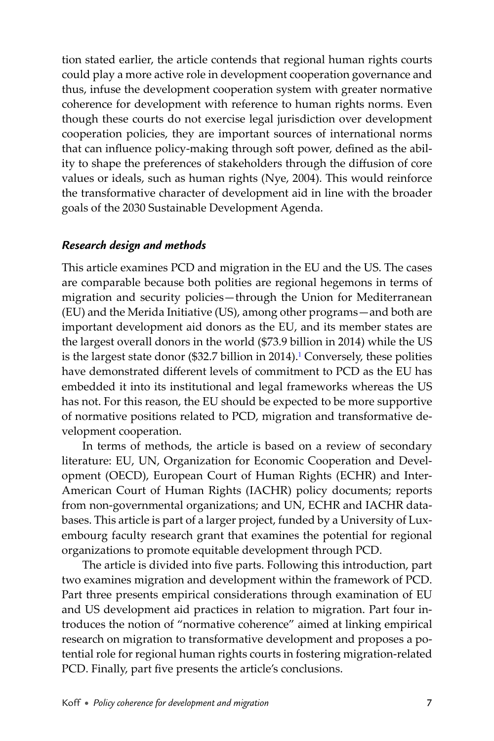tion stated earlier, the article contends that regional human rights courts could play a more active role in development cooperation governance and thus, infuse the development cooperation system with greater normative coherence for development with reference to human rights norms. Even though these courts do not exercise legal jurisdiction over development cooperation policies, they are important sources of international norms that can influence policy-making through soft power, defined as the ability to shape the preferences of stakeholders through the diffusion of core values or ideals, such as human rights (Nye, 2004). This would reinforce the transformative character of development aid in line with the broader goals of the 2030 Sustainable Development Agenda.

### *Research design and methods*

This article examines PCD and migration in the EU and the US. The cases are comparable because both polities are regional hegemons in terms of migration and security policies—through the Union for Mediterranean (EU) and the Merida Initiative (US), among other programs—and both are important development aid donors as the EU, and its member states are the largest overall donors in the world ($73.9 billion in 2014) while the US is the largest state donor ($32.7 billion in 2014).[1] Conversely, these polities have demonstrated different levels of commitment to PCD as the EU has embedded it into its institutional and legal frameworks whereas the US has not. For this reason, the EU should be expected to be more supportive of normative positions related to PCD, migration and transformative development cooperation.

In terms of methods, the article is based on a review of secondary literature: EU, UN, Organization for Economic Cooperation and Development (OECD), European Court of Human Rights (ECHR) and Inter-American Court of Human Rights (IACHR) policy documents; reports from non-governmental organizations; and UN, ECHR and IACHR databases. This article is part of a larger project, funded by a University of Luxembourg faculty research grant that examines the potential for regional organizations to promote equitable development through PCD.

The article is divided into five parts. Following this introduction, part two examines migration and development within the framework of PCD. Part three presents empirical considerations through examination of EU and US development aid practices in relation to migration. Part four introduces the notion of "normative coherence" aimed at linking empirical research on migration to transformative development and proposes a potential role for regional human rights courts in fostering migration-related PCD. Finally, part five presents the article's conclusions.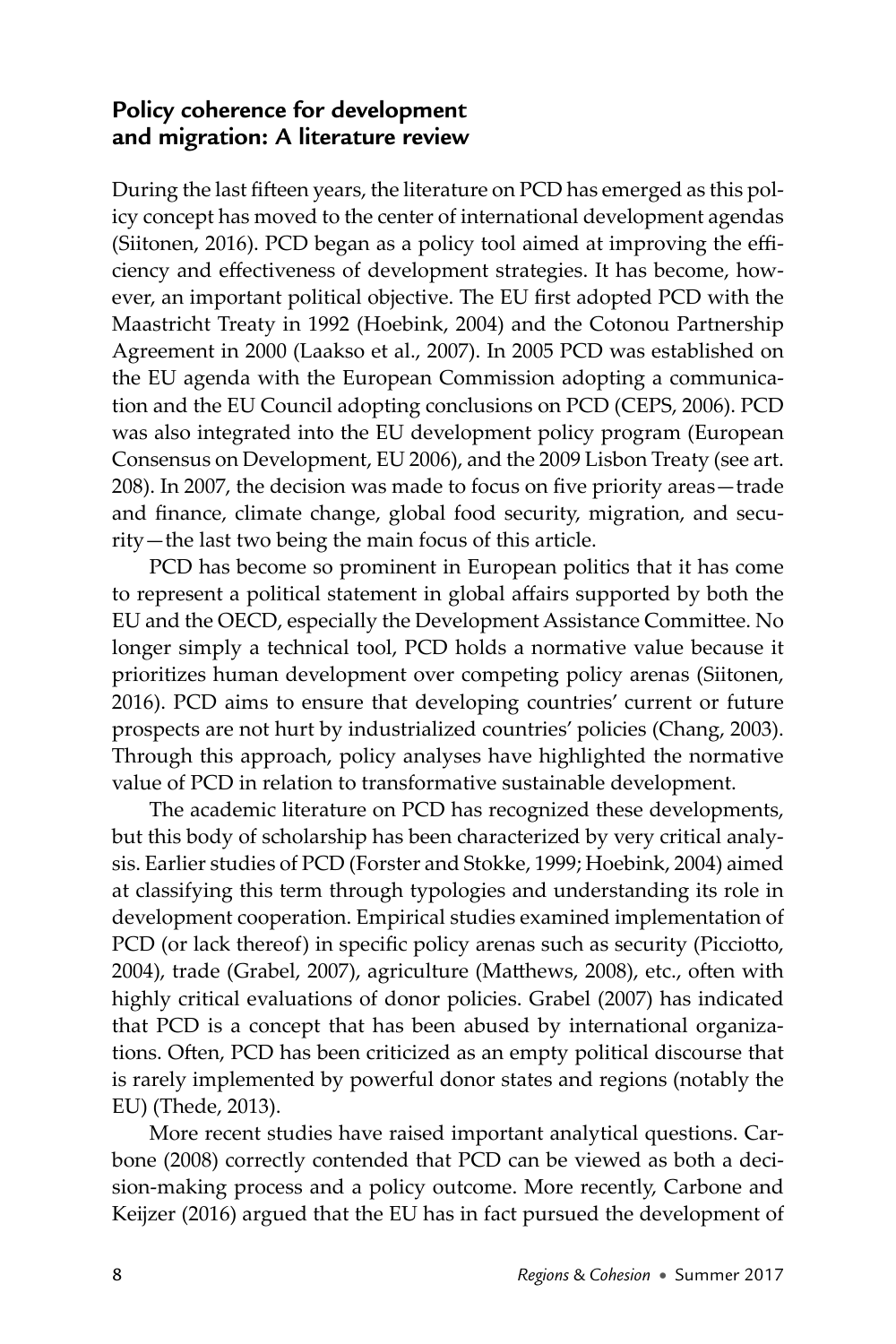## Policy coherence for development and migration: A literature review

During the last fifteen years, the literature on PCD has emerged as this policy concept has moved to the center of international development agendas (Siitonen, 2016). PCD began as a policy tool aimed at improving the efficiency and effectiveness of development strategies. It has become, however, an important political objective. The EU first adopted PCD with the Maastricht Treaty in 1992 (Hoebink, 2004) and the Cotonou Partnership Agreement in 2000 (Laakso et al., 2007). In 2005 PCD was established on the EU agenda with the European Commission adopting a communication and the EU Council adopting conclusions on PCD (CEPS, 2006). PCD was also integrated into the EU development policy program (European Consensus on Development, EU 2006), and the 2009 Lisbon Treaty (see art. 208). In 2007, the decision was made to focus on five priority areas—trade and finance, climate change, global food security, migration, and security—the last two being the main focus of this article.

PCD has become so prominent in European politics that it has come to represent a political statement in global affairs supported by both the EU and the OECD, especially the Development Assistance Committee. No longer simply a technical tool, PCD holds a normative value because it prioritizes human development over competing policy arenas (Siitonen, 2016). PCD aims to ensure that developing countries' current or future prospects are not hurt by industrialized countries' policies (Chang, 2003). Through this approach, policy analyses have highlighted the normative value of PCD in relation to transformative sustainable development.

The academic literature on PCD has recognized these developments, but this body of scholarship has been characterized by very critical analysis. Earlier studies of PCD (Forster and Stokke, 1999; Hoebink, 2004) aimed at classifying this term through typologies and understanding its role in development cooperation. Empirical studies examined implementation of PCD (or lack thereof) in specific policy arenas such as security (Picciotto, 2004), trade (Grabel, 2007), agriculture (Matthews, 2008), etc., often with highly critical evaluations of donor policies. Grabel (2007) has indicated that PCD is a concept that has been abused by international organizations. Often, PCD has been criticized as an empty political discourse that is rarely implemented by powerful donor states and regions (notably the EU) (Thede, 2013).

More recent studies have raised important analytical questions. Carbone (2008) correctly contended that PCD can be viewed as both a decision-making process and a policy outcome. More recently, Carbone and Keijzer (2016) argued that the EU has in fact pursued the development of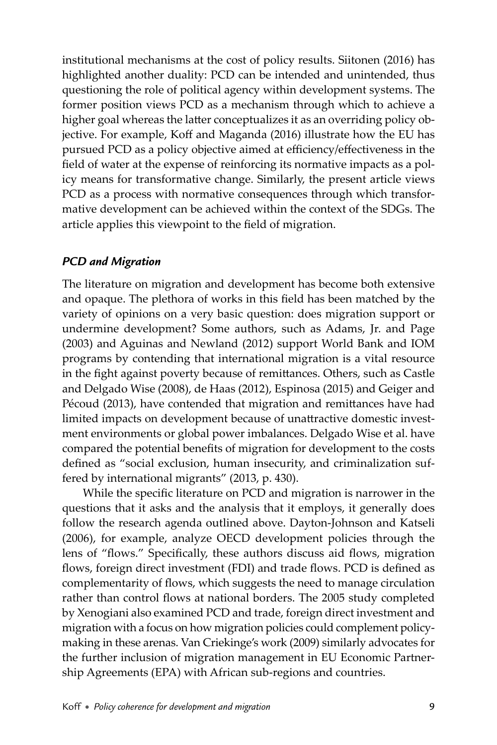institutional mechanisms at the cost of policy results. Siitonen (2016) has highlighted another duality: PCD can be intended and unintended, thus questioning the role of political agency within development systems. The former position views PCD as a mechanism through which to achieve a higher goal whereas the latter conceptualizes it as an overriding policy objective. For example, Koff and Maganda (2016) illustrate how the EU has pursued PCD as a policy objective aimed at efficiency/effectiveness in the field of water at the expense of reinforcing its normative impacts as a policy means for transformative change. Similarly, the present article views PCD as a process with normative consequences through which transformative development can be achieved within the context of the SDGs. The article applies this viewpoint to the field of migration.

### *PCD and Migration*

The literature on migration and development has become both extensive and opaque. The plethora of works in this field has been matched by the variety of opinions on a very basic question: does migration support or undermine development? Some authors, such as Adams, Jr. and Page (2003) and Aguinas and Newland (2012) support World Bank and IOM programs by contending that international migration is a vital resource in the fight against poverty because of remittances. Others, such as Castle and Delgado Wise (2008), de Haas (2012), Espinosa (2015) and Geiger and Pécoud (2013), have contended that migration and remittances have had limited impacts on development because of unattractive domestic investment environments or global power imbalances. Delgado Wise et al. have compared the potential benefits of migration for development to the costs defined as "social exclusion, human insecurity, and criminalization suffered by international migrants" (2013, p. 430).

While the specific literature on PCD and migration is narrower in the questions that it asks and the analysis that it employs, it generally does follow the research agenda outlined above. Dayton-Johnson and Katseli (2006), for example, analyze OECD development policies through the lens of "flows." Specifically, these authors discuss aid flows, migration flows, foreign direct investment (FDI) and trade flows. PCD is defined as complementarity of flows, which suggests the need to manage circulation rather than control flows at national borders. The 2005 study completed by Xenogiani also examined PCD and trade, foreign direct investment and migration with a focus on how migration policies could complement policymaking in these arenas. Van Criekinge's work (2009) similarly advocates for the further inclusion of migration management in EU Economic Partnership Agreements (EPA) with African sub-regions and countries.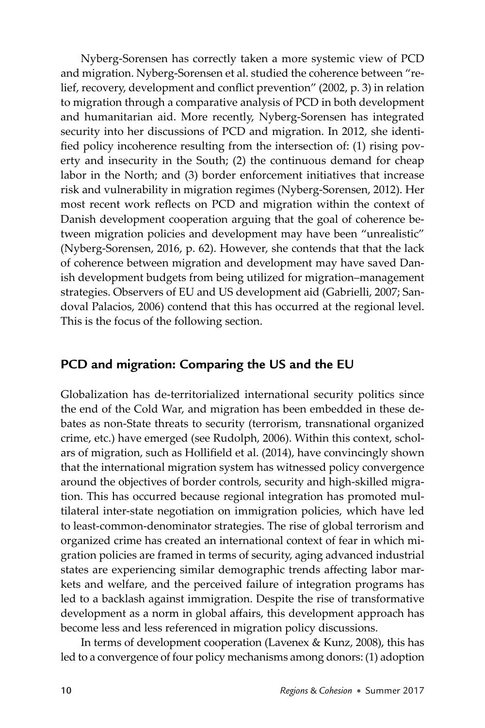Nyberg-Sorensen has correctly taken a more systemic view of PCD and migration. Nyberg-Sorensen et al. studied the coherence between "relief, recovery, development and conflict prevention" (2002, p. 3) in relation to migration through a comparative analysis of PCD in both development and humanitarian aid. More recently, Nyberg-Sorensen has integrated security into her discussions of PCD and migration. In 2012, she identified policy incoherence resulting from the intersection of: (1) rising poverty and insecurity in the South; (2) the continuous demand for cheap labor in the North; and (3) border enforcement initiatives that increase risk and vulnerability in migration regimes (Nyberg-Sorensen, 2012). Her most recent work reflects on PCD and migration within the context of Danish development cooperation arguing that the goal of coherence between migration policies and development may have been "unrealistic" (Nyberg-Sorensen, 2016, p. 62). However, she contends that that the lack of coherence between migration and development may have saved Danish development budgets from being utilized for migration–management strategies. Observers of EU and US development aid (Gabrielli, 2007; Sandoval Palacios, 2006) contend that this has occurred at the regional level. This is the focus of the following section.

## PCD and migration: Comparing the US and the EU

Globalization has de-territorialized international security politics since the end of the Cold War, and migration has been embedded in these debates as non-State threats to security (terrorism, transnational organized crime, etc.) have emerged (see Rudolph, 2006). Within this context, scholars of migration, such as Hollifield et al. (2014), have convincingly shown that the international migration system has witnessed policy convergence around the objectives of border controls, security and high-skilled migration. This has occurred because regional integration has promoted multilateral inter-state negotiation on immigration policies, which have led to least-common-denominator strategies. The rise of global terrorism and organized crime has created an international context of fear in which migration policies are framed in terms of security, aging advanced industrial states are experiencing similar demographic trends affecting labor markets and welfare, and the perceived failure of integration programs has led to a backlash against immigration. Despite the rise of transformative development as a norm in global affairs, this development approach has become less and less referenced in migration policy discussions.

In terms of development cooperation (Lavenex & Kunz, 2008), this has led to a convergence of four policy mechanisms among donors: (1) adoption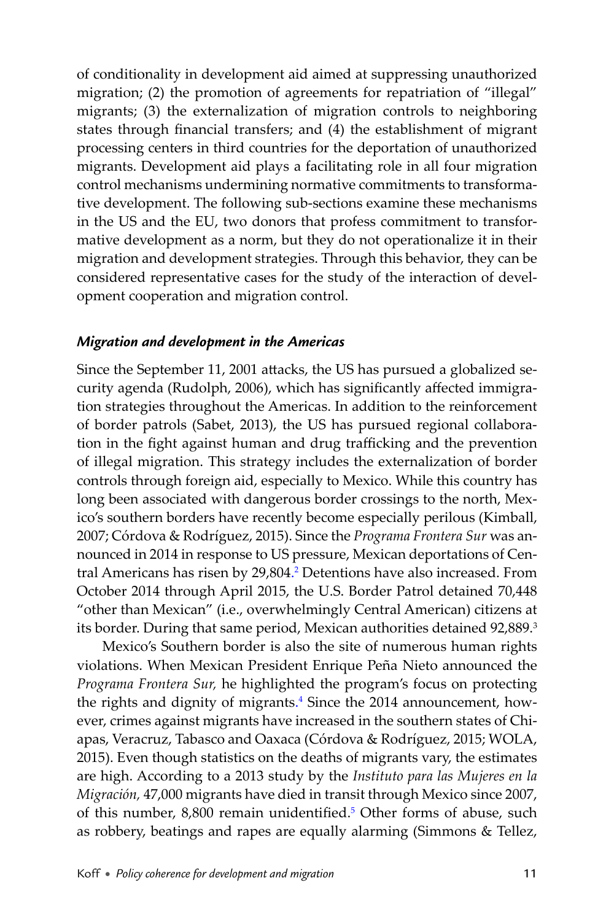of conditionality in development aid aimed at suppressing unauthorized migration; (2) the promotion of agreements for repatriation of "illegal" migrants; (3) the externalization of migration controls to neighboring states through financial transfers; and (4) the establishment of migrant processing centers in third countries for the deportation of unauthorized migrants. Development aid plays a facilitating role in all four migration control mechanisms undermining normative commitments to transformative development. The following sub-sections examine these mechanisms in the US and the EU, two donors that profess commitment to transformative development as a norm, but they do not operationalize it in their migration and development strategies. Through this behavior, they can be considered representative cases for the study of the interaction of development cooperation and migration control.

### *Migration and development in the Americas*

Since the September 11, 2001 attacks, the US has pursued a globalized security agenda (Rudolph, 2006), which has significantly affected immigration strategies throughout the Americas. In addition to the reinforcement of border patrols (Sabet, 2013), the US has pursued regional collaboration in the fight against human and drug trafficking and the prevention of illegal migration. This strategy includes the externalization of border controls through foreign aid, especially to Mexico. While this country has long been associated with dangerous border crossings to the north, Mexico's southern borders have recently become especially perilous (Kimball, 2007; Córdova & Rodríguez, 2015). Since the *Programa Frontera Sur* was announced in 2014 in response to US pressure, Mexican deportations of Central Americans has risen by 29,804.[2] Detentions have also increased. From October 2014 through April 2015, the U.S. Border Patrol detained 70,448 "other than Mexican" (i.e., overwhelmingly Central American) citizens at its border. During that same period, Mexican authorities detained 92,889.[3]

Mexico's Southern border is also the site of numerous human rights violations. When Mexican President Enrique Peña Nieto announced the *Programa Frontera Sur,* he highlighted the program's focus on protecting the rights and dignity of migrants.[4] Since the 2014 announcement, however, crimes against migrants have increased in the southern states of Chiapas, Veracruz, Tabasco and Oaxaca (Córdova & Rodríguez, 2015; WOLA, 2015). Even though statistics on the deaths of migrants vary, the estimates are high. According to a 2013 study by the *Instituto para las Mujeres en la Migración,* 47,000 migrants have died in transit through Mexico since 2007, of this number, 8,800 remain unidentified.[5] Other forms of abuse, such as robbery, beatings and rapes are equally alarming (Simmons & Tellez,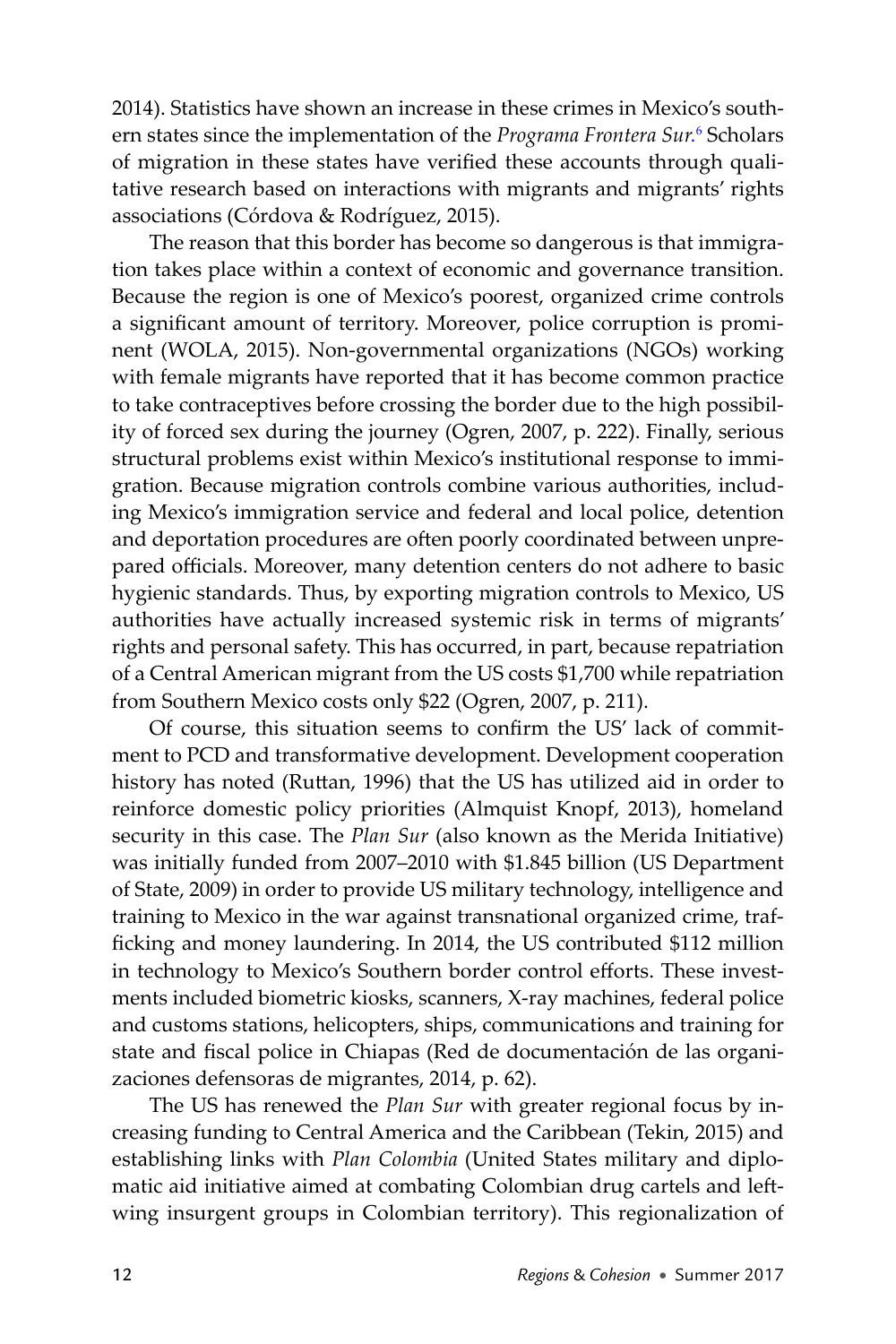2014). Statistics have shown an increase in these crimes in Mexico's southern states since the implementation of the *Programa Frontera Sur*.[6] Scholars of migration in these states have verified these accounts through qualitative research based on interactions with migrants and migrants' rights associations (Córdova & Rodríguez, 2015).

The reason that this border has become so dangerous is that immigration takes place within a context of economic and governance transition. Because the region is one of Mexico's poorest, organized crime controls a significant amount of territory. Moreover, police corruption is prominent (WOLA, 2015). Non-governmental organizations (NGOs) working with female migrants have reported that it has become common practice to take contraceptives before crossing the border due to the high possibility of forced sex during the journey (Ogren, 2007, p. 222). Finally, serious structural problems exist within Mexico's institutional response to immigration. Because migration controls combine various authorities, including Mexico's immigration service and federal and local police, detention and deportation procedures are often poorly coordinated between unprepared officials. Moreover, many detention centers do not adhere to basic hygienic standards. Thus, by exporting migration controls to Mexico, US authorities have actually increased systemic risk in terms of migrants' rights and personal safety. This has occurred, in part, because repatriation of a Central American migrant from the US costs $1,700 while repatriation from Southern Mexico costs only $22 (Ogren, 2007, p. 211).

Of course, this situation seems to confirm the US' lack of commitment to PCD and transformative development. Development cooperation history has noted (Ruttan, 1996) that the US has utilized aid in order to reinforce domestic policy priorities (Almquist Knopf, 2013), homeland security in this case. The *Plan Sur* (also known as the Merida Initiative) was initially funded from 2007–2010 with $1.845 billion (US Department of State, 2009) in order to provide US military technology, intelligence and training to Mexico in the war against transnational organized crime, trafficking and money laundering. In 2014, the US contributed $112 million in technology to Mexico's Southern border control efforts. These investments included biometric kiosks, scanners, X-ray machines, federal police and customs stations, helicopters, ships, communications and training for state and fiscal police in Chiapas (Red de documentación de las organizaciones defensoras de migrantes, 2014, p. 62).

The US has renewed the *Plan Sur* with greater regional focus by increasing funding to Central America and the Caribbean (Tekin, 2015) and establishing links with *Plan Colombia* (United States military and diplomatic aid initiative aimed at combating Colombian drug cartels and left-wing insurgent groups in Colombian territory). This regionalization of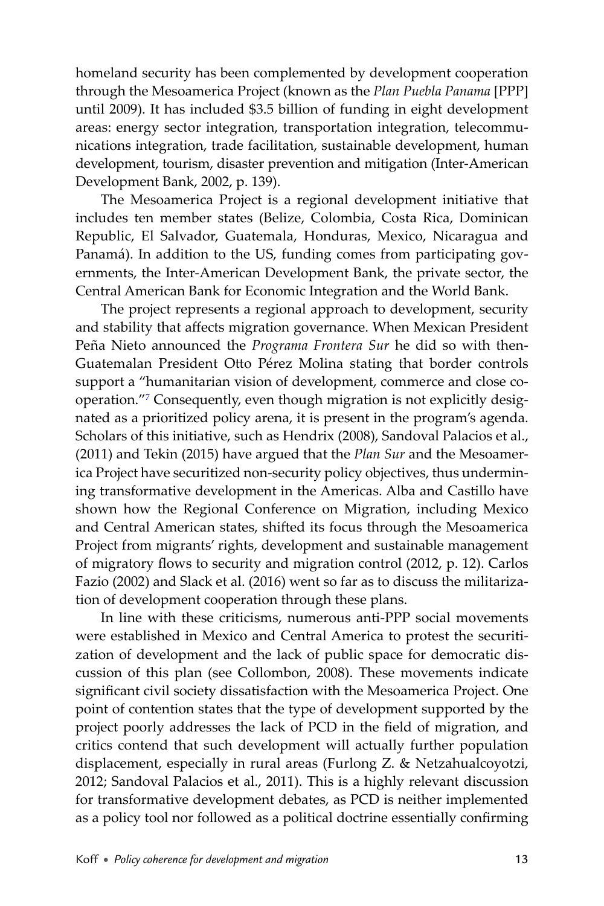homeland security has been complemented by development cooperation through the Mesoamerica Project (known as the *Plan Puebla Panama* [PPP] until 2009). It has included $3.5 billion of funding in eight development areas: energy sector integration, transportation integration, telecommunications integration, trade facilitation, sustainable development, human development, tourism, disaster prevention and mitigation (Inter-American Development Bank, 2002, p. 139).

The Mesoamerica Project is a regional development initiative that includes ten member states (Belize, Colombia, Costa Rica, Dominican Republic, El Salvador, Guatemala, Honduras, Mexico, Nicaragua and Panamá). In addition to the US, funding comes from participating governments, the Inter-American Development Bank, the private sector, the Central American Bank for Economic Integration and the World Bank.

The project represents a regional approach to development, security and stability that affects migration governance. When Mexican President Peña Nieto announced the *Programa Frontera Sur* he did so with then-Guatemalan President Otto Pérez Molina stating that border controls support a "humanitarian vision of development, commerce and close co-operation."[7] Consequently, even though migration is not explicitly designated as a prioritized policy arena, it is present in the program's agenda. Scholars of this initiative, such as Hendrix (2008), Sandoval Palacios et al., (2011) and Tekin (2015) have argued that the *Plan Sur* and the Mesoamerica Project have securitized non-security policy objectives, thus undermining transformative development in the Americas. Alba and Castillo have shown how the Regional Conference on Migration, including Mexico and Central American states, shifted its focus through the Mesoamerica Project from migrants' rights, development and sustainable management of migratory flows to security and migration control (2012, p. 12). Carlos Fazio (2002) and Slack et al. (2016) went so far as to discuss the militarization of development cooperation through these plans.

In line with these criticisms, numerous anti-PPP social movements were established in Mexico and Central America to protest the securitization of development and the lack of public space for democratic discussion of this plan (see Collombon, 2008). These movements indicate significant civil society dissatisfaction with the Mesoamerica Project. One point of contention states that the type of development supported by the project poorly addresses the lack of PCD in the field of migration, and critics contend that such development will actually further population displacement, especially in rural areas (Furlong Z. & Netzahualcoyotzi, 2012; Sandoval Palacios et al., 2011). This is a highly relevant discussion for transformative development debates, as PCD is neither implemented as a policy tool nor followed as a political doctrine essentially confirming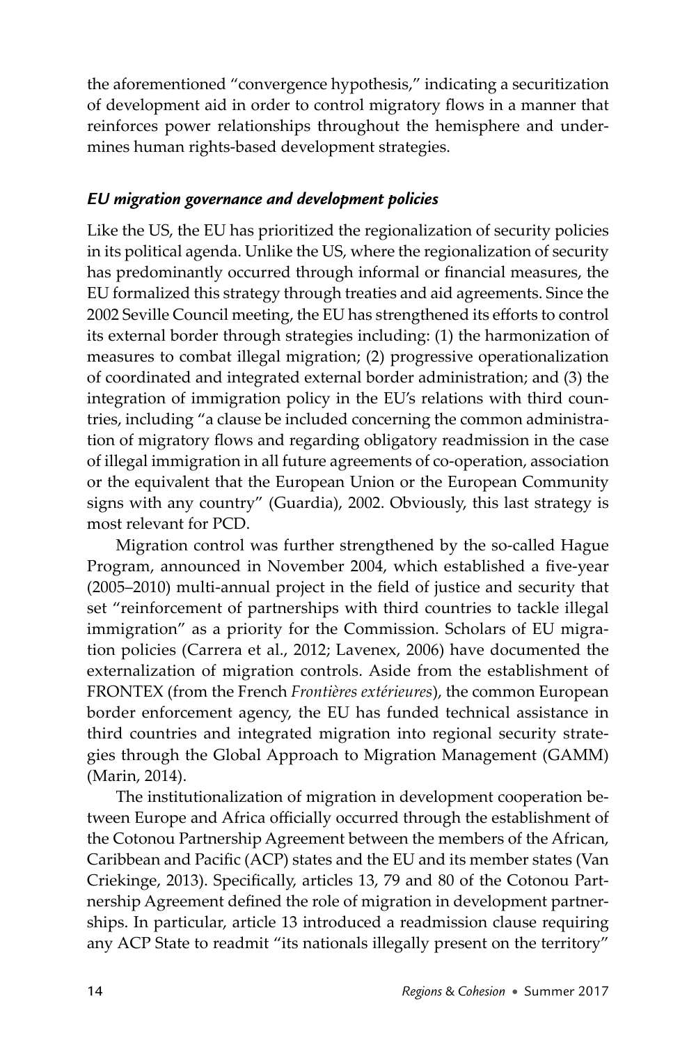the aforementioned "convergence hypothesis," indicating a securitization of development aid in order to control migratory flows in a manner that reinforces power relationships throughout the hemisphere and undermines human rights-based development strategies.

### *EU migration governance and development policies*

Like the US, the EU has prioritized the regionalization of security policies in its political agenda. Unlike the US, where the regionalization of security has predominantly occurred through informal or financial measures, the EU formalized this strategy through treaties and aid agreements. Since the 2002 Seville Council meeting, the EU has strengthened its efforts to control its external border through strategies including: (1) the harmonization of measures to combat illegal migration; (2) progressive operationalization of coordinated and integrated external border administration; and (3) the integration of immigration policy in the EU's relations with third countries, including "a clause be included concerning the common administration of migratory flows and regarding obligatory readmission in the case of illegal immigration in all future agreements of co-operation, association or the equivalent that the European Union or the European Community signs with any country" (Guardia), 2002. Obviously, this last strategy is most relevant for PCD.

Migration control was further strengthened by the so-called Hague Program, announced in November 2004, which established a five-year (2005–2010) multi-annual project in the field of justice and security that set "reinforcement of partnerships with third countries to tackle illegal immigration" as a priority for the Commission. Scholars of EU migration policies (Carrera et al., 2012; Lavenex, 2006) have documented the externalization of migration controls. Aside from the establishment of FRONTEX (from the French *Frontières extérieures*), the common European border enforcement agency, the EU has funded technical assistance in third countries and integrated migration into regional security strategies through the Global Approach to Migration Management (GAMM) (Marin, 2014).

The institutionalization of migration in development cooperation between Europe and Africa officially occurred through the establishment of the Cotonou Partnership Agreement between the members of the African, Caribbean and Pacific (ACP) states and the EU and its member states (Van Criekinge, 2013). Specifically, articles 13, 79 and 80 of the Cotonou Partnership Agreement defined the role of migration in development partnerships. In particular, article 13 introduced a readmission clause requiring any ACP State to readmit "its nationals illegally present on the territory"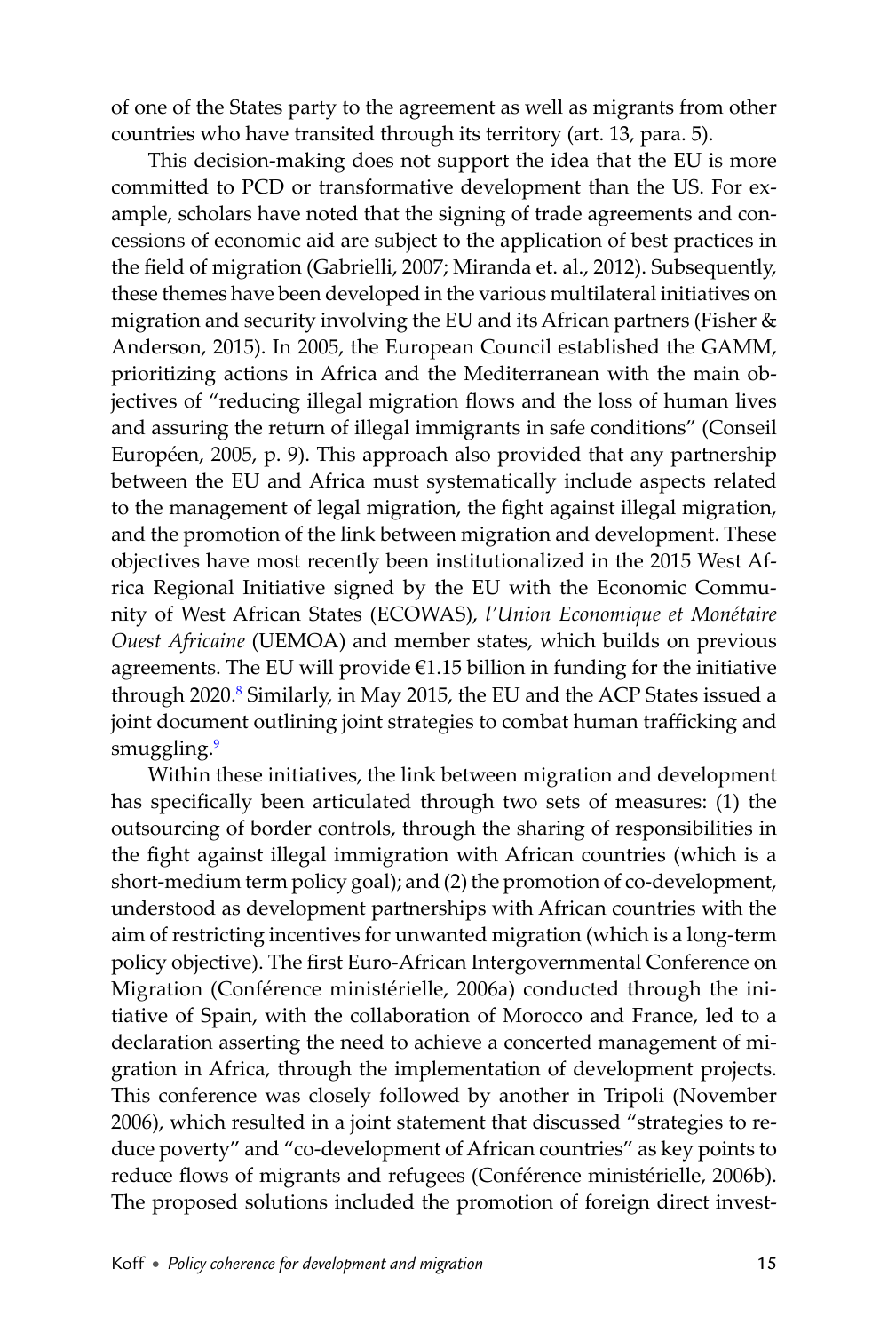of one of the States party to the agreement as well as migrants from other countries who have transited through its territory (art. 13, para. 5).

This decision-making does not support the idea that the EU is more committed to PCD or transformative development than the US. For example, scholars have noted that the signing of trade agreements and concessions of economic aid are subject to the application of best practices in the field of migration (Gabrielli, 2007; Miranda et. al., 2012). Subsequently, these themes have been developed in the various multilateral initiatives on migration and security involving the EU and its African partners (Fisher & Anderson, 2015). In 2005, the European Council established the GAMM, prioritizing actions in Africa and the Mediterranean with the main objectives of "reducing illegal migration flows and the loss of human lives and assuring the return of illegal immigrants in safe conditions" (Conseil Européen, 2005, p. 9). This approach also provided that any partnership between the EU and Africa must systematically include aspects related to the management of legal migration, the fight against illegal migration, and the promotion of the link between migration and development. These objectives have most recently been institutionalized in the 2015 West Africa Regional Initiative signed by the EU with the Economic Community of West African States (ECOWAS), *l'Union Economique et Monétaire Ouest Africaine* (UEMOA) and member states, which builds on previous agreements. The EU will provide €1.15 billion in funding for the initiative through 2020.[8] Similarly, in May 2015, the EU and the ACP States issued a joint document outlining joint strategies to combat human trafficking and smuggling.[9]

Within these initiatives, the link between migration and development has specifically been articulated through two sets of measures: (1) the outsourcing of border controls, through the sharing of responsibilities in the fight against illegal immigration with African countries (which is a short-medium term policy goal); and (2) the promotion of co-development, understood as development partnerships with African countries with the aim of restricting incentives for unwanted migration (which is a long-term policy objective). The first Euro-African Intergovernmental Conference on Migration (Conférence ministérielle, 2006a) conducted through the initiative of Spain, with the collaboration of Morocco and France, led to a declaration asserting the need to achieve a concerted management of migration in Africa, through the implementation of development projects. This conference was closely followed by another in Tripoli (November 2006), which resulted in a joint statement that discussed "strategies to reduce poverty" and "co-development of African countries" as key points to reduce flows of migrants and refugees (Conférence ministérielle, 2006b). The proposed solutions included the promotion of foreign direct invest-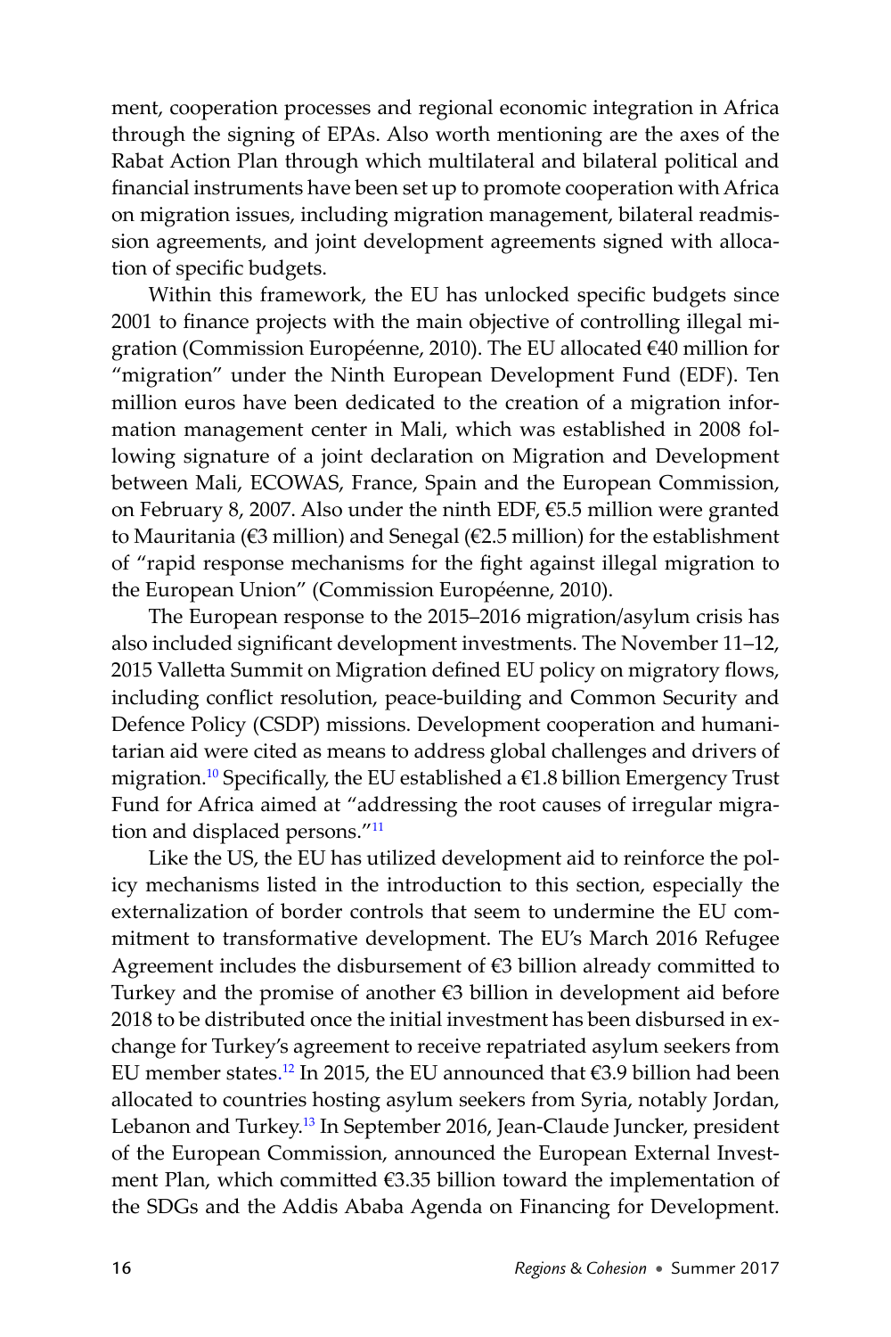ment, cooperation processes and regional economic integration in Africa through the signing of EPAs. Also worth mentioning are the axes of the Rabat Action Plan through which multilateral and bilateral political and financial instruments have been set up to promote cooperation with Africa on migration issues, including migration management, bilateral readmission agreements, and joint development agreements signed with allocation of specific budgets.

Within this framework, the EU has unlocked specific budgets since 2001 to finance projects with the main objective of controlling illegal migration (Commission Européenne, 2010). The EU allocated €40 million for "migration" under the Ninth European Development Fund (EDF). Ten million euros have been dedicated to the creation of a migration information management center in Mali, which was established in 2008 following signature of a joint declaration on Migration and Development between Mali, ECOWAS, France, Spain and the European Commission, on February 8, 2007. Also under the ninth EDF, €5.5 million were granted to Mauritania (€3 million) and Senegal (€2.5 million) for the establishment of "rapid response mechanisms for the fight against illegal migration to the European Union" (Commission Européenne, 2010).

The European response to the 2015–2016 migration/asylum crisis has also included significant development investments. The November 11–12, 2015 Valletta Summit on Migration defined EU policy on migratory flows, including conflict resolution, peace-building and Common Security and Defence Policy (CSDP) missions. Development cooperation and humanitarian aid were cited as means to address global challenges and drivers of migration.[10] Specifically, the EU established a €1.8 billion Emergency Trust Fund for Africa aimed at "addressing the root causes of irregular migration and displaced persons."[11]

Like the US, the EU has utilized development aid to reinforce the policy mechanisms listed in the introduction to this section, especially the externalization of border controls that seem to undermine the EU commitment to transformative development. The EU's March 2016 Refugee Agreement includes the disbursement of €3 billion already committed to Turkey and the promise of another €3 billion in development aid before 2018 to be distributed once the initial investment has been disbursed in exchange for Turkey's agreement to receive repatriated asylum seekers from EU member states.[12] In 2015, the EU announced that €3.9 billion had been allocated to countries hosting asylum seekers from Syria, notably Jordan, Lebanon and Turkey.[13] In September 2016, Jean-Claude Juncker, president of the European Commission, announced the European External Investment Plan, which committed €3.35 billion toward the implementation of the SDGs and the Addis Ababa Agenda on Financing for Development.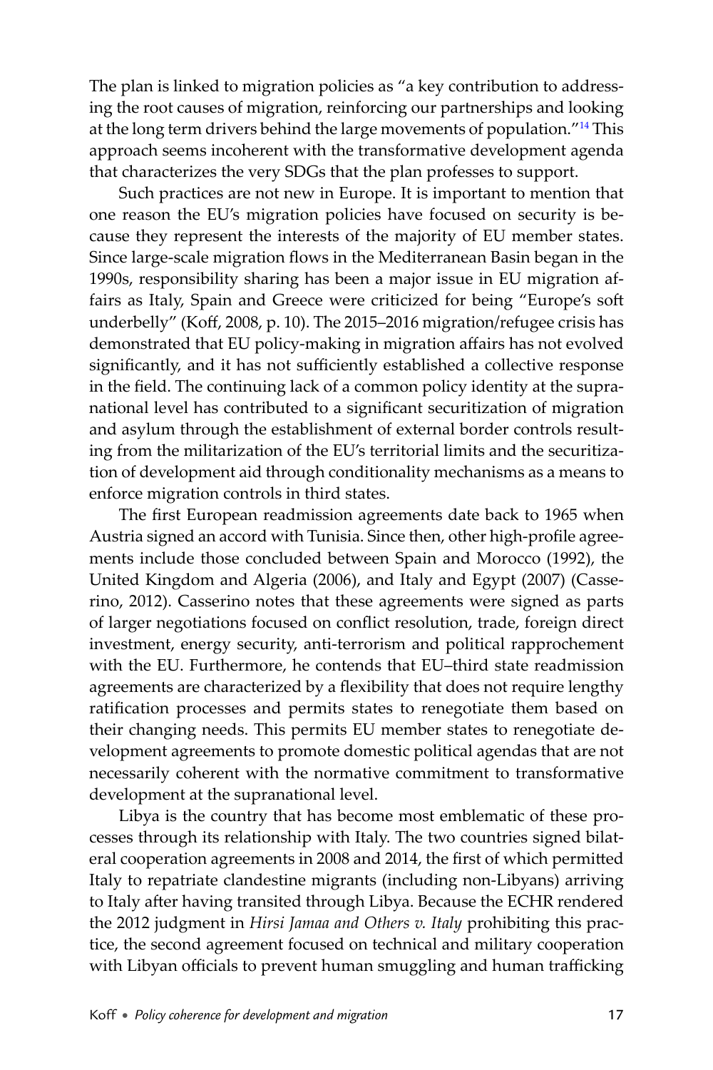The plan is linked to migration policies as "a key contribution to addressing the root causes of migration, reinforcing our partnerships and looking at the long term drivers behind the large movements of population."[14] This approach seems incoherent with the transformative development agenda that characterizes the very SDGs that the plan professes to support.

Such practices are not new in Europe. It is important to mention that one reason the EU's migration policies have focused on security is because they represent the interests of the majority of EU member states. Since large-scale migration flows in the Mediterranean Basin began in the 1990s, responsibility sharing has been a major issue in EU migration affairs as Italy, Spain and Greece were criticized for being "Europe's soft underbelly" (Koff, 2008, p. 10). The 2015–2016 migration/refugee crisis has demonstrated that EU policy-making in migration affairs has not evolved significantly, and it has not sufficiently established a collective response in the field. The continuing lack of a common policy identity at the supranational level has contributed to a significant securitization of migration and asylum through the establishment of external border controls resulting from the militarization of the EU's territorial limits and the securitization of development aid through conditionality mechanisms as a means to enforce migration controls in third states.

The first European readmission agreements date back to 1965 when Austria signed an accord with Tunisia. Since then, other high-profile agreements include those concluded between Spain and Morocco (1992), the United Kingdom and Algeria (2006), and Italy and Egypt (2007) (Casserino, 2012). Casserino notes that these agreements were signed as parts of larger negotiations focused on conflict resolution, trade, foreign direct investment, energy security, anti-terrorism and political rapprochement with the EU. Furthermore, he contends that EU–third state readmission agreements are characterized by a flexibility that does not require lengthy ratification processes and permits states to renegotiate them based on their changing needs. This permits EU member states to renegotiate development agreements to promote domestic political agendas that are not necessarily coherent with the normative commitment to transformative development at the supranational level.

Libya is the country that has become most emblematic of these processes through its relationship with Italy. The two countries signed bilateral cooperation agreements in 2008 and 2014, the first of which permitted Italy to repatriate clandestine migrants (including non-Libyans) arriving to Italy after having transited through Libya. Because the ECHR rendered the 2012 judgment in *Hirsi Jamaa and Others v. Italy* prohibiting this practice, the second agreement focused on technical and military cooperation with Libyan officials to prevent human smuggling and human trafficking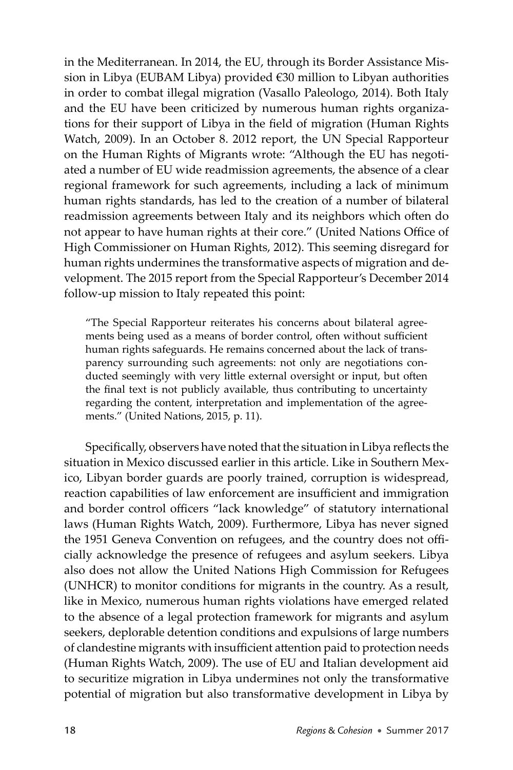in the Mediterranean. In 2014, the EU, through its Border Assistance Mission in Libya (EUBAM Libya) provided €30 million to Libyan authorities in order to combat illegal migration (Vasallo Paleologo, 2014). Both Italy and the EU have been criticized by numerous human rights organizations for their support of Libya in the field of migration (Human Rights Watch, 2009). In an October 8. 2012 report, the UN Special Rapporteur on the Human Rights of Migrants wrote: "Although the EU has negotiated a number of EU wide readmission agreements, the absence of a clear regional framework for such agreements, including a lack of minimum human rights standards, has led to the creation of a number of bilateral readmission agreements between Italy and its neighbors which often do not appear to have human rights at their core." (United Nations Office of High Commissioner on Human Rights, 2012). This seeming disregard for human rights undermines the transformative aspects of migration and development. The 2015 report from the Special Rapporteur's December 2014 follow-up mission to Italy repeated this point:

> "The Special Rapporteur reiterates his concerns about bilateral agreements being used as a means of border control, often without sufficient human rights safeguards. He remains concerned about the lack of transparency surrounding such agreements: not only are negotiations conducted seemingly with very little external oversight or input, but often the final text is not publicly available, thus contributing to uncertainty regarding the content, interpretation and implementation of the agreements." (United Nations, 2015, p. 11).

Specifically, observers have noted that the situation in Libya reflects the situation in Mexico discussed earlier in this article. Like in Southern Mexico, Libyan border guards are poorly trained, corruption is widespread, reaction capabilities of law enforcement are insufficient and immigration and border control officers "lack knowledge" of statutory international laws (Human Rights Watch, 2009). Furthermore, Libya has never signed the 1951 Geneva Convention on refugees, and the country does not officially acknowledge the presence of refugees and asylum seekers. Libya also does not allow the United Nations High Commission for Refugees (UNHCR) to monitor conditions for migrants in the country. As a result, like in Mexico, numerous human rights violations have emerged related to the absence of a legal protection framework for migrants and asylum seekers, deplorable detention conditions and expulsions of large numbers of clandestine migrants with insufficient attention paid to protection needs (Human Rights Watch, 2009). The use of EU and Italian development aid to securitize migration in Libya undermines not only the transformative potential of migration but also transformative development in Libya by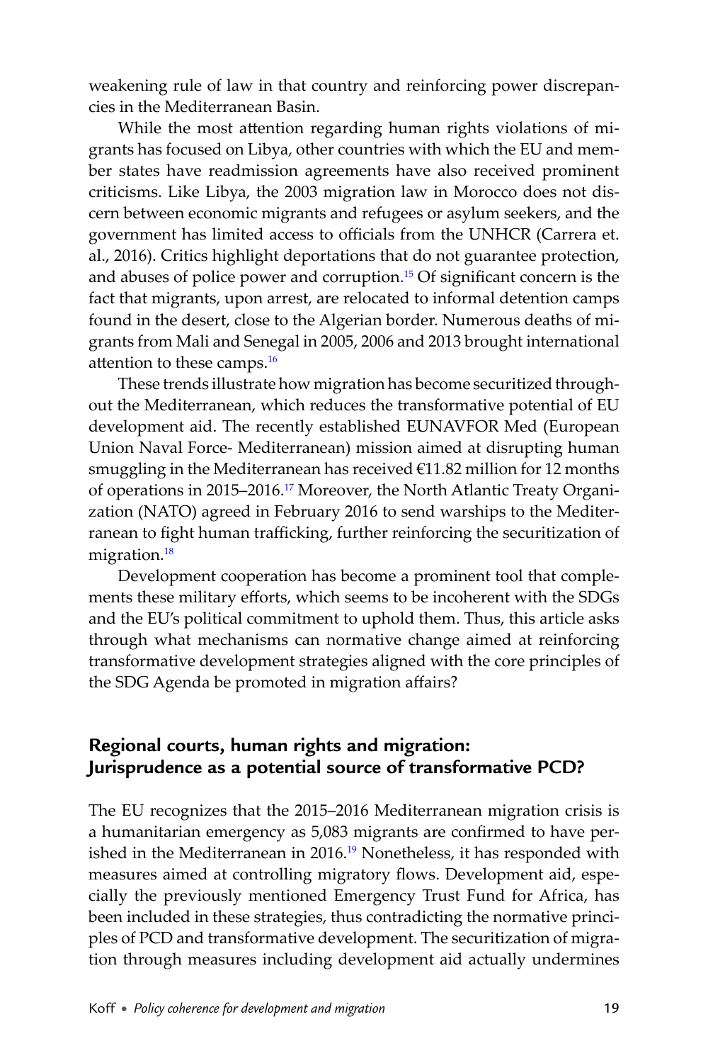weakening rule of law in that country and reinforcing power discrepancies in the Mediterranean Basin.

While the most attention regarding human rights violations of migrants has focused on Libya, other countries with which the EU and member states have readmission agreements have also received prominent criticisms. Like Libya, the 2003 migration law in Morocco does not discern between economic migrants and refugees or asylum seekers, and the government has limited access to officials from the UNHCR (Carrera et. al., 2016). Critics highlight deportations that do not guarantee protection, and abuses of police power and corruption.[15] Of significant concern is the fact that migrants, upon arrest, are relocated to informal detention camps found in the desert, close to the Algerian border. Numerous deaths of migrants from Mali and Senegal in 2005, 2006 and 2013 brought international attention to these camps.[16]

These trends illustrate how migration has become securitized throughout the Mediterranean, which reduces the transformative potential of EU development aid. The recently established EUNAVFOR Med (European Union Naval Force- Mediterranean) mission aimed at disrupting human smuggling in the Mediterranean has received €11.82 million for 12 months of operations in 2015–2016.[17] Moreover, the North Atlantic Treaty Organization (NATO) agreed in February 2016 to send warships to the Mediterranean to fight human trafficking, further reinforcing the securitization of migration.[18]

Development cooperation has become a prominent tool that complements these military efforts, which seems to be incoherent with the SDGs and the EU's political commitment to uphold them. Thus, this article asks through what mechanisms can normative change aimed at reinforcing transformative development strategies aligned with the core principles of the SDG Agenda be promoted in migration affairs?

## Regional courts, human rights and migration: Jurisprudence as a potential source of transformative PCD?

The EU recognizes that the 2015–2016 Mediterranean migration crisis is a humanitarian emergency as 5,083 migrants are confirmed to have perished in the Mediterranean in 2016.[19] Nonetheless, it has responded with measures aimed at controlling migratory flows. Development aid, especially the previously mentioned Emergency Trust Fund for Africa, has been included in these strategies, thus contradicting the normative principles of PCD and transformative development. The securitization of migration through measures including development aid actually undermines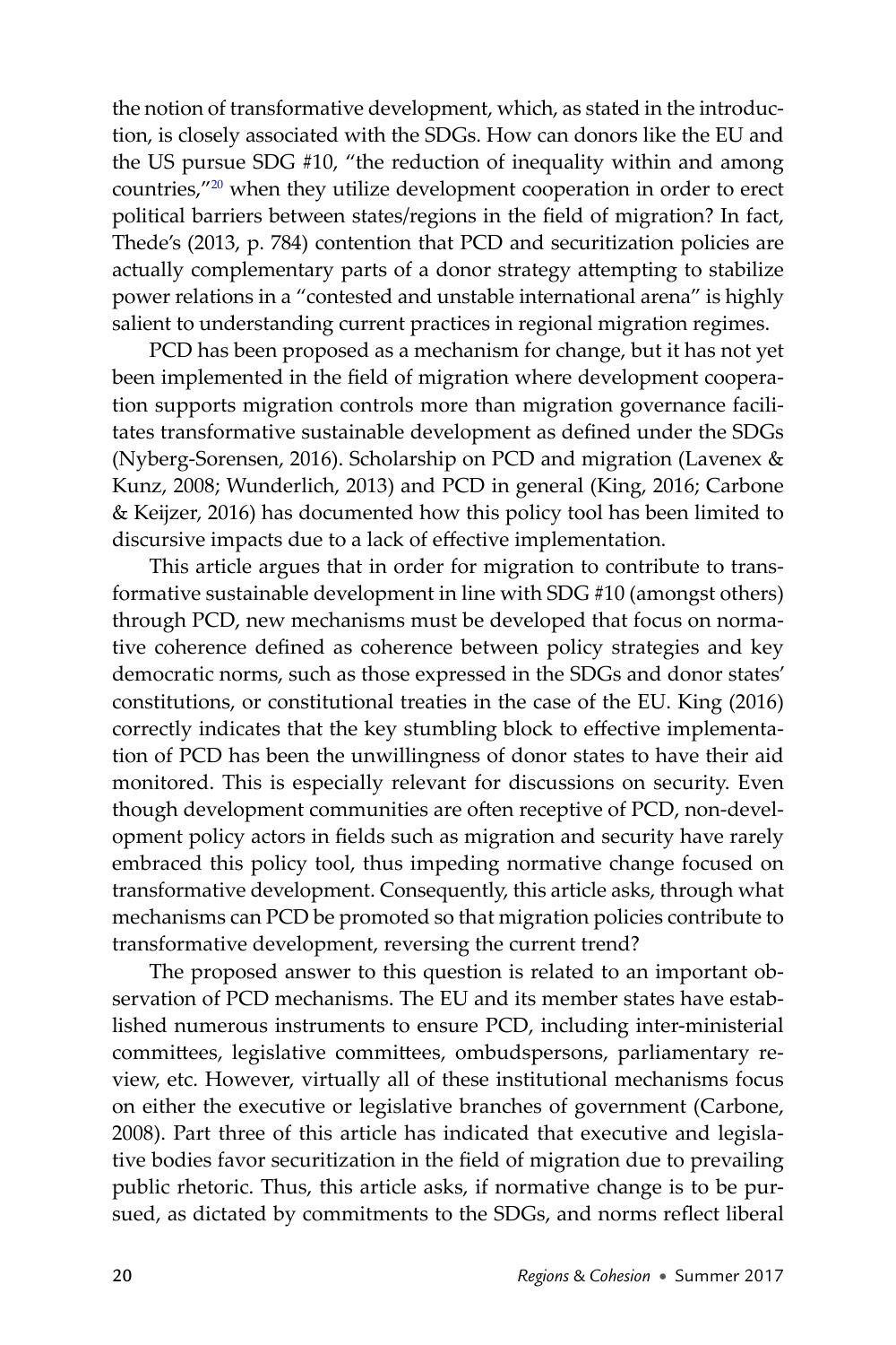the notion of transformative development, which, as stated in the introduction, is closely associated with the SDGs. How can donors like the EU and the US pursue SDG #10, "the reduction of inequality within and among countries,"[20] when they utilize development cooperation in order to erect political barriers between states/regions in the field of migration? In fact, Thede's (2013, p. 784) contention that PCD and securitization policies are actually complementary parts of a donor strategy attempting to stabilize power relations in a "contested and unstable international arena" is highly salient to understanding current practices in regional migration regimes.

PCD has been proposed as a mechanism for change, but it has not yet been implemented in the field of migration where development cooperation supports migration controls more than migration governance facilitates transformative sustainable development as defined under the SDGs (Nyberg-Sorensen, 2016). Scholarship on PCD and migration (Lavenex & Kunz, 2008; Wunderlich, 2013) and PCD in general (King, 2016; Carbone & Keijzer, 2016) has documented how this policy tool has been limited to discursive impacts due to a lack of effective implementation.

This article argues that in order for migration to contribute to transformative sustainable development in line with SDG #10 (amongst others) through PCD, new mechanisms must be developed that focus on normative coherence defined as coherence between policy strategies and key democratic norms, such as those expressed in the SDGs and donor states' constitutions, or constitutional treaties in the case of the EU. King (2016) correctly indicates that the key stumbling block to effective implementation of PCD has been the unwillingness of donor states to have their aid monitored. This is especially relevant for discussions on security. Even though development communities are often receptive of PCD, non-development policy actors in fields such as migration and security have rarely embraced this policy tool, thus impeding normative change focused on transformative development. Consequently, this article asks, through what mechanisms can PCD be promoted so that migration policies contribute to transformative development, reversing the current trend?

The proposed answer to this question is related to an important observation of PCD mechanisms. The EU and its member states have established numerous instruments to ensure PCD, including inter-ministerial committees, legislative committees, ombudspersons, parliamentary review, etc. However, virtually all of these institutional mechanisms focus on either the executive or legislative branches of government (Carbone, 2008). Part three of this article has indicated that executive and legislative bodies favor securitization in the field of migration due to prevailing public rhetoric. Thus, this article asks, if normative change is to be pursued, as dictated by commitments to the SDGs, and norms reflect liberal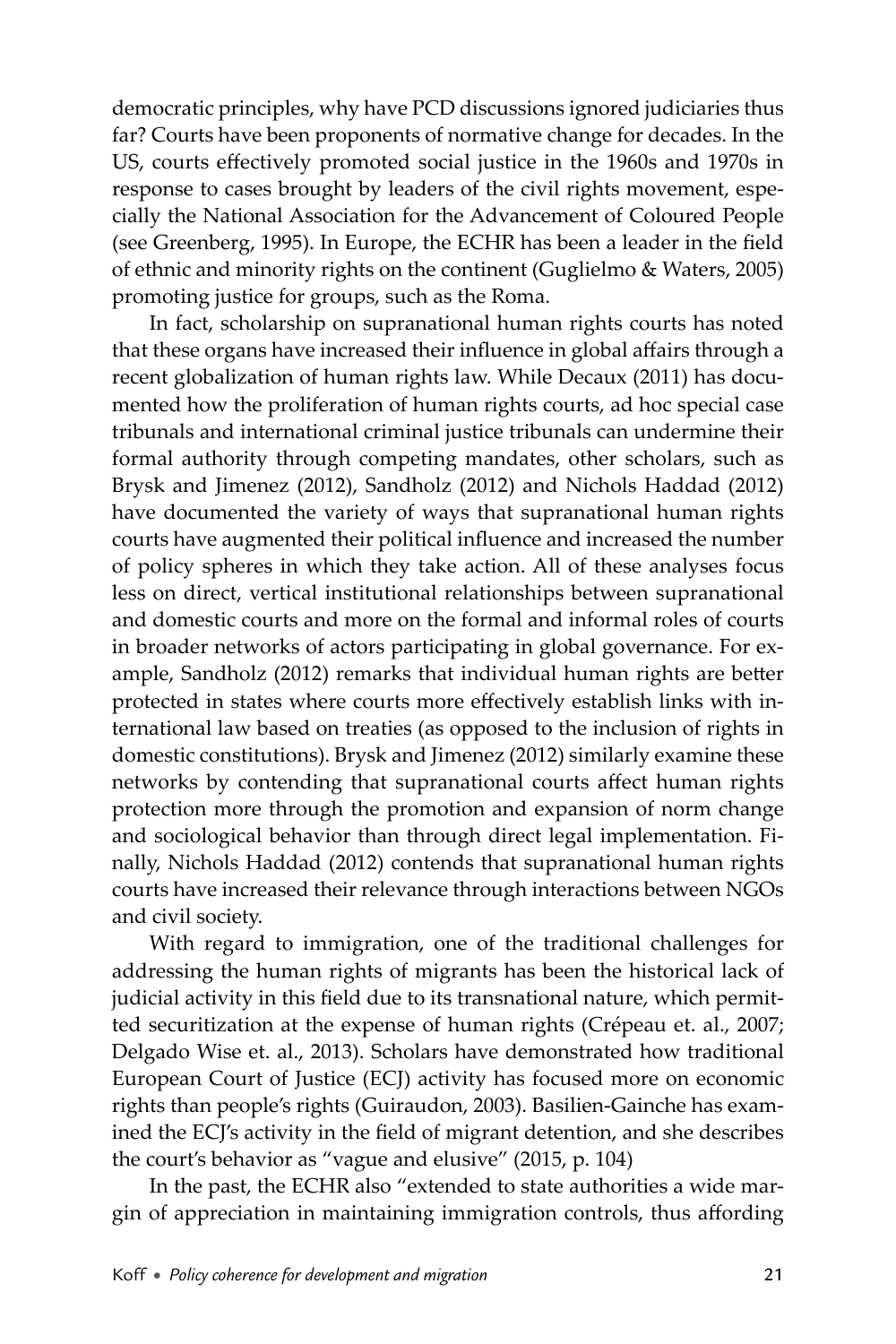democratic principles, why have PCD discussions ignored judiciaries thus far? Courts have been proponents of normative change for decades. In the US, courts effectively promoted social justice in the 1960s and 1970s in response to cases brought by leaders of the civil rights movement, especially the National Association for the Advancement of Coloured People (see Greenberg, 1995). In Europe, the ECHR has been a leader in the field of ethnic and minority rights on the continent (Guglielmo & Waters, 2005) promoting justice for groups, such as the Roma.

In fact, scholarship on supranational human rights courts has noted that these organs have increased their influence in global affairs through a recent globalization of human rights law. While Decaux (2011) has documented how the proliferation of human rights courts, ad hoc special case tribunals and international criminal justice tribunals can undermine their formal authority through competing mandates, other scholars, such as Brysk and Jimenez (2012), Sandholz (2012) and Nichols Haddad (2012) have documented the variety of ways that supranational human rights courts have augmented their political influence and increased the number of policy spheres in which they take action. All of these analyses focus less on direct, vertical institutional relationships between supranational and domestic courts and more on the formal and informal roles of courts in broader networks of actors participating in global governance. For example, Sandholz (2012) remarks that individual human rights are better protected in states where courts more effectively establish links with international law based on treaties (as opposed to the inclusion of rights in domestic constitutions). Brysk and Jimenez (2012) similarly examine these networks by contending that supranational courts affect human rights protection more through the promotion and expansion of norm change and sociological behavior than through direct legal implementation. Finally, Nichols Haddad (2012) contends that supranational human rights courts have increased their relevance through interactions between NGOs and civil society.

With regard to immigration, one of the traditional challenges for addressing the human rights of migrants has been the historical lack of judicial activity in this field due to its transnational nature, which permitted securitization at the expense of human rights (Crépeau et. al., 2007; Delgado Wise et. al., 2013). Scholars have demonstrated how traditional European Court of Justice (ECJ) activity has focused more on economic rights than people's rights (Guiraudon, 2003). Basilien-Gainche has examined the ECJ's activity in the field of migrant detention, and she describes the court's behavior as "vague and elusive" (2015, p. 104)

In the past, the ECHR also "extended to state authorities a wide margin of appreciation in maintaining immigration controls, thus affording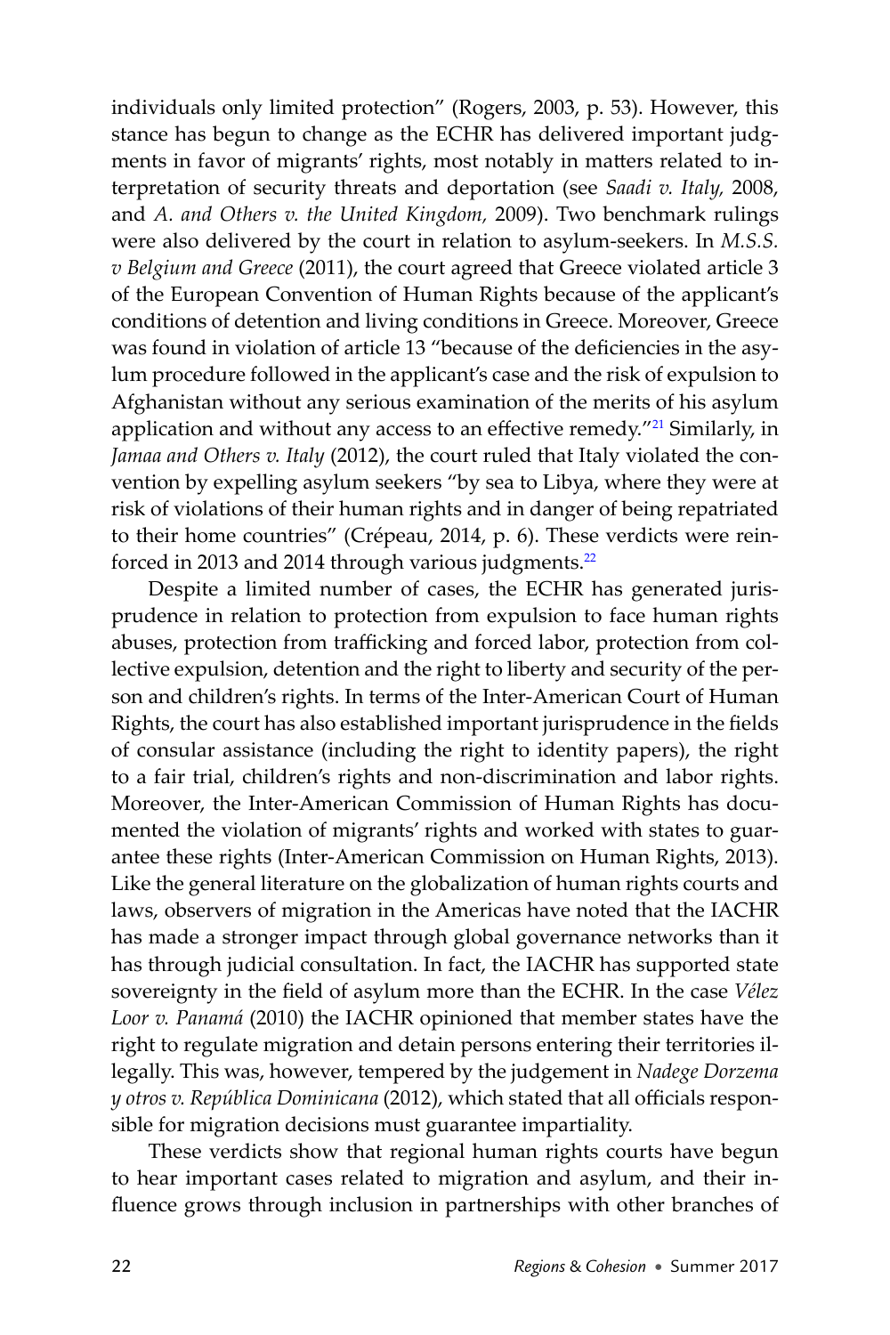individuals only limited protection" (Rogers, 2003, p. 53). However, this stance has begun to change as the ECHR has delivered important judgments in favor of migrants' rights, most notably in matters related to interpretation of security threats and deportation (see *Saadi v. Italy,* 2008, and *A. and Others v. the United Kingdom,* 2009). Two benchmark rulings were also delivered by the court in relation to asylum-seekers. In *M.S.S. v Belgium and Greece* (2011), the court agreed that Greece violated article 3 of the European Convention of Human Rights because of the applicant's conditions of detention and living conditions in Greece. Moreover, Greece was found in violation of article 13 "because of the deficiencies in the asylum procedure followed in the applicant's case and the risk of expulsion to Afghanistan without any serious examination of the merits of his asylum application and without any access to an effective remedy."[21] Similarly, in *Jamaa and Others v. Italy* (2012), the court ruled that Italy violated the convention by expelling asylum seekers "by sea to Libya, where they were at risk of violations of their human rights and in danger of being repatriated to their home countries" (Crépeau, 2014, p. 6). These verdicts were reinforced in 2013 and 2014 through various judgments.[22]

Despite a limited number of cases, the ECHR has generated jurisprudence in relation to protection from expulsion to face human rights abuses, protection from trafficking and forced labor, protection from collective expulsion, detention and the right to liberty and security of the person and children's rights. In terms of the Inter-American Court of Human Rights, the court has also established important jurisprudence in the fields of consular assistance (including the right to identity papers), the right to a fair trial, children's rights and non-discrimination and labor rights. Moreover, the Inter-American Commission of Human Rights has documented the violation of migrants' rights and worked with states to guarantee these rights (Inter-American Commission on Human Rights, 2013). Like the general literature on the globalization of human rights courts and laws, observers of migration in the Americas have noted that the IACHR has made a stronger impact through global governance networks than it has through judicial consultation. In fact, the IACHR has supported state sovereignty in the field of asylum more than the ECHR. In the case *Vélez Loor v. Panamá* (2010) the IACHR opinioned that member states have the right to regulate migration and detain persons entering their territories illegally. This was, however, tempered by the judgement in *Nadege Dorzema y otros v. República Dominicana* (2012), which stated that all officials responsible for migration decisions must guarantee impartiality.

These verdicts show that regional human rights courts have begun to hear important cases related to migration and asylum, and their influence grows through inclusion in partnerships with other branches of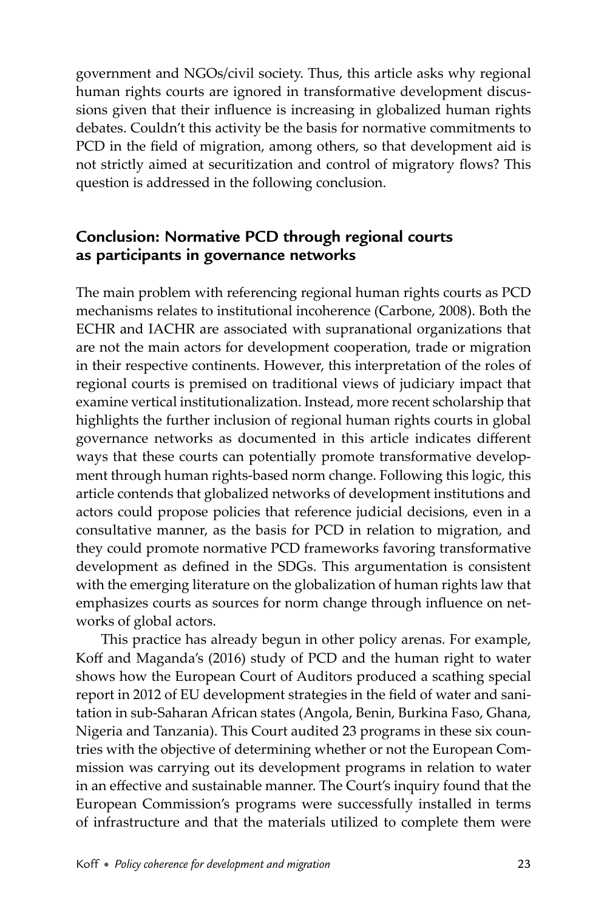government and NGOs/civil society. Thus, this article asks why regional human rights courts are ignored in transformative development discussions given that their influence is increasing in globalized human rights debates. Couldn't this activity be the basis for normative commitments to PCD in the field of migration, among others, so that development aid is not strictly aimed at securitization and control of migratory flows? This question is addressed in the following conclusion.

## Conclusion: Normative PCD through regional courts as participants in governance networks

The main problem with referencing regional human rights courts as PCD mechanisms relates to institutional incoherence (Carbone, 2008). Both the ECHR and IACHR are associated with supranational organizations that are not the main actors for development cooperation, trade or migration in their respective continents. However, this interpretation of the roles of regional courts is premised on traditional views of judiciary impact that examine vertical institutionalization. Instead, more recent scholarship that highlights the further inclusion of regional human rights courts in global governance networks as documented in this article indicates different ways that these courts can potentially promote transformative development through human rights-based norm change. Following this logic, this article contends that globalized networks of development institutions and actors could propose policies that reference judicial decisions, even in a consultative manner, as the basis for PCD in relation to migration, and they could promote normative PCD frameworks favoring transformative development as defined in the SDGs. This argumentation is consistent with the emerging literature on the globalization of human rights law that emphasizes courts as sources for norm change through influence on networks of global actors.

This practice has already begun in other policy arenas. For example, Koff and Maganda's (2016) study of PCD and the human right to water shows how the European Court of Auditors produced a scathing special report in 2012 of EU development strategies in the field of water and sanitation in sub-Saharan African states (Angola, Benin, Burkina Faso, Ghana, Nigeria and Tanzania). This Court audited 23 programs in these six countries with the objective of determining whether or not the European Commission was carrying out its development programs in relation to water in an effective and sustainable manner. The Court's inquiry found that the European Commission's programs were successfully installed in terms of infrastructure and that the materials utilized to complete them were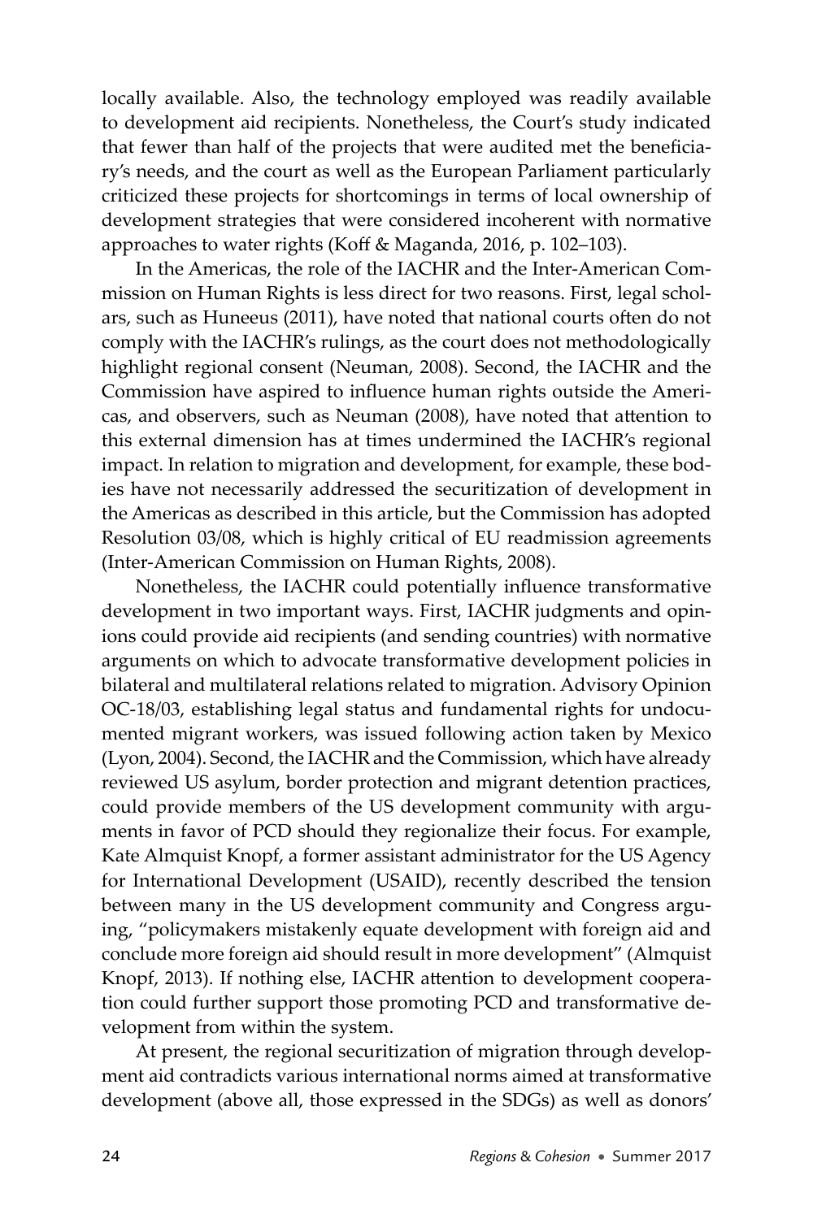locally available. Also, the technology employed was readily available to development aid recipients. Nonetheless, the Court's study indicated that fewer than half of the projects that were audited met the beneficiary's needs, and the court as well as the European Parliament particularly criticized these projects for shortcomings in terms of local ownership of development strategies that were considered incoherent with normative approaches to water rights (Koff & Maganda, 2016, p. 102–103).

In the Americas, the role of the IACHR and the Inter-American Commission on Human Rights is less direct for two reasons. First, legal scholars, such as Huneeus (2011), have noted that national courts often do not comply with the IACHR's rulings, as the court does not methodologically highlight regional consent (Neuman, 2008). Second, the IACHR and the Commission have aspired to influence human rights outside the Americas, and observers, such as Neuman (2008), have noted that attention to this external dimension has at times undermined the IACHR's regional impact. In relation to migration and development, for example, these bodies have not necessarily addressed the securitization of development in the Americas as described in this article, but the Commission has adopted Resolution 03/08, which is highly critical of EU readmission agreements (Inter-American Commission on Human Rights, 2008).

Nonetheless, the IACHR could potentially influence transformative development in two important ways. First, IACHR judgments and opinions could provide aid recipients (and sending countries) with normative arguments on which to advocate transformative development policies in bilateral and multilateral relations related to migration. Advisory Opinion OC-18/03, establishing legal status and fundamental rights for undocumented migrant workers, was issued following action taken by Mexico (Lyon, 2004). Second, the IACHR and the Commission, which have already reviewed US asylum, border protection and migrant detention practices, could provide members of the US development community with arguments in favor of PCD should they regionalize their focus. For example, Kate Almquist Knopf, a former assistant administrator for the US Agency for International Development (USAID), recently described the tension between many in the US development community and Congress arguing, "policymakers mistakenly equate development with foreign aid and conclude more foreign aid should result in more development" (Almquist Knopf, 2013). If nothing else, IACHR attention to development cooperation could further support those promoting PCD and transformative development from within the system.

At present, the regional securitization of migration through development aid contradicts various international norms aimed at transformative development (above all, those expressed in the SDGs) as well as donors'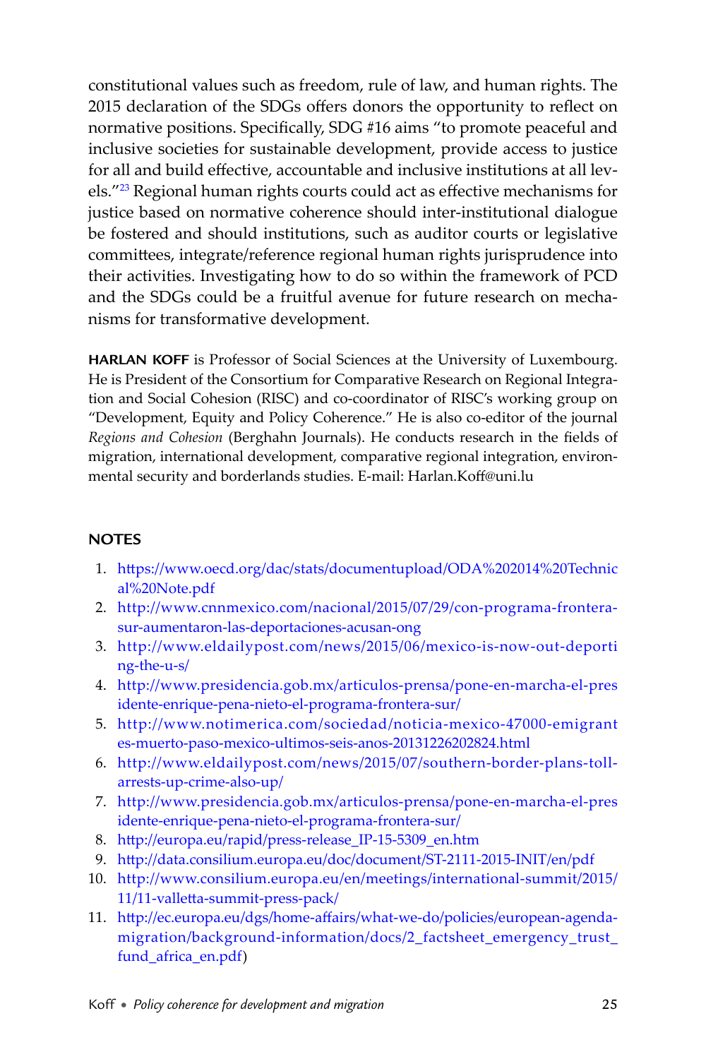constitutional values such as freedom, rule of law, and human rights. The 2015 declaration of the SDGs offers donors the opportunity to reflect on normative positions. Specifically, SDG #16 aims "to promote peaceful and inclusive societies for sustainable development, provide access to justice for all and build effective, accountable and inclusive institutions at all levels."[23] Regional human rights courts could act as effective mechanisms for justice based on normative coherence should inter-institutional dialogue be fostered and should institutions, such as auditor courts or legislative committees, integrate/reference regional human rights jurisprudence into their activities. Investigating how to do so within the framework of PCD and the SDGs could be a fruitful avenue for future research on mechanisms for transformative development.

**HARLAN KOFF** is Professor of Social Sciences at the University of Luxembourg. He is President of the Consortium for Comparative Research on Regional Integration and Social Cohesion (RISC) and co-coordinator of RISC's working group on "Development, Equity and Policy Coherence." He is also co-editor of the journal *Regions and Cohesion* (Berghahn Journals). He conducts research in the fields of migration, international development, comparative regional integration, environmental security and borderlands studies. E-mail: Harlan.Koff@uni.lu

## NOTES

1. https://www.oecd.org/dac/stats/documentupload/ODA%202014%20Technical%20Note.pdf
2. http://www.cnnmexico.com/nacional/2015/07/29/con-programa-frontera-sur-aumentaron-las-deportaciones-acusan-ong
3. http://www.eldailypost.com/news/2015/06/mexico-is-now-out-deporting-the-u-s/
4. http://www.presidencia.gob.mx/articulos-prensa/pone-en-marcha-el-presidente-enrique-pena-nieto-el-programa-frontera-sur/
5. http://www.notimerica.com/sociedad/noticia-mexico-47000-emigrantes-muerto-paso-mexico-ultimos-seis-anos-20131226202824.html
6. http://www.eldailypost.com/news/2015/07/southern-border-plans-toll-arrests-up-crime-also-up/
7. http://www.presidencia.gob.mx/articulos-prensa/pone-en-marcha-el-presidente-enrique-pena-nieto-el-programa-frontera-sur/
8. http://europa.eu/rapid/press-release_IP-15-5309_en.htm
9. http://data.consilium.europa.eu/doc/document/ST-2111-2015-INIT/en/pdf
10. http://www.consilium.europa.eu/en/meetings/international-summit/2015/11/11-valletta-summit-press-pack/
11. http://ec.europa.eu/dgs/home-affairs/what-we-do/policies/european-agenda-migration/background-information/docs/2_factsheet_emergency_trust_fund_africa_en.pdf)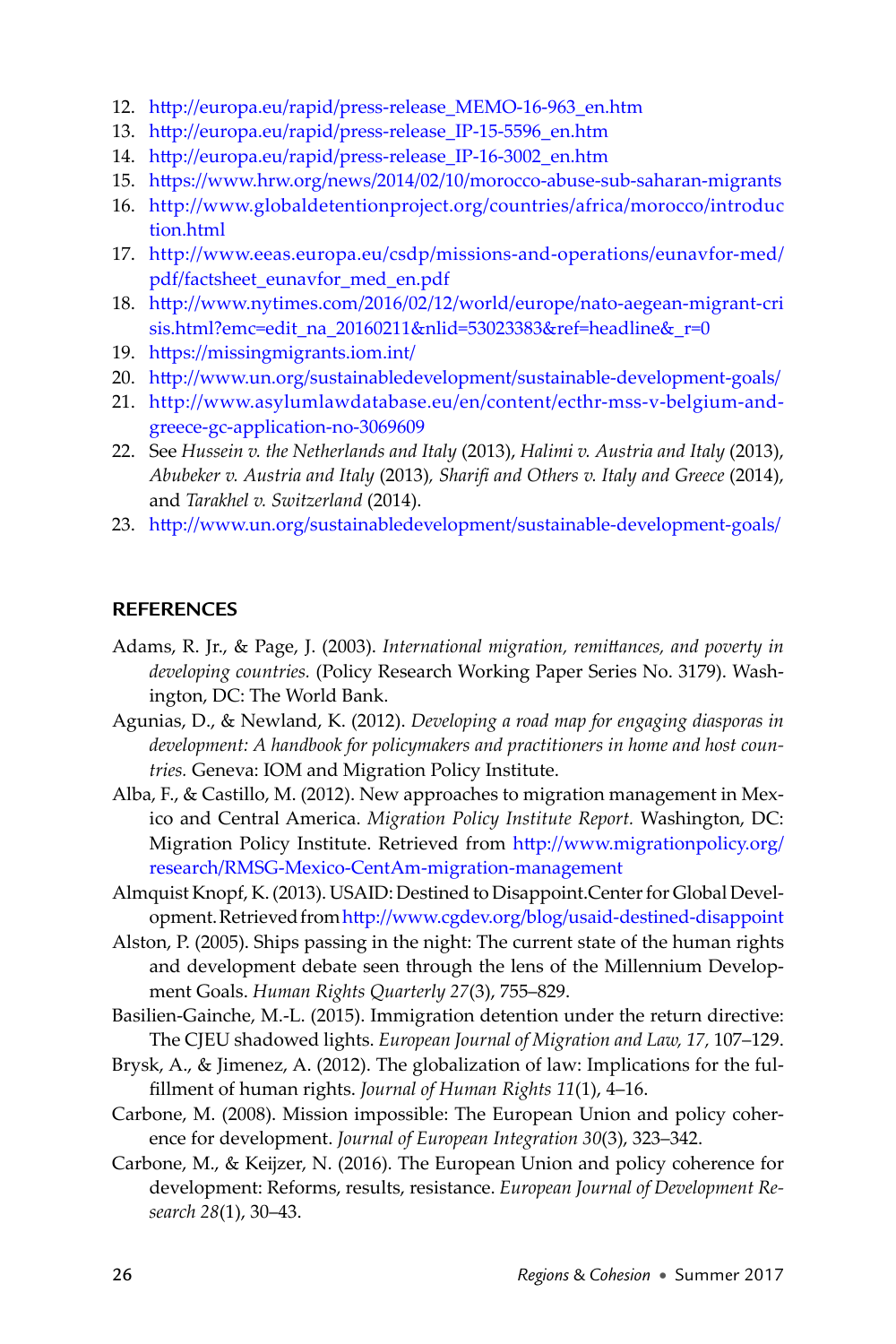12. http://europa.eu/rapid/press-release_MEMO-16-963_en.htm
13. http://europa.eu/rapid/press-release_IP-15-5596_en.htm
14. http://europa.eu/rapid/press-release_IP-16-3002_en.htm
15. https://www.hrw.org/news/2014/02/10/morocco-abuse-sub-saharan-migrants
16. http://www.globaldetentionproject.org/countries/africa/morocco/introduction.html
17. http://www.eeas.europa.eu/csdp/missions-and-operations/eunavfor-med/pdf/factsheet_eunavfor_med_en.pdf
18. http://www.nytimes.com/2016/02/12/world/europe/nato-aegean-migrant-crisis.html?emc=edit_na_20160211&nlid=53023383&ref=headline&_r=0
19. https://missingmigrants.iom.int/
20. http://www.un.org/sustainabledevelopment/sustainable-development-goals/
21. http://www.asylumlawdatabase.eu/en/content/ecthr-mss-v-belgium-and-greece-gc-application-no-3069609
22. See *Hussein v. the Netherlands and Italy* (2013), *Halimi v. Austria and Italy* (2013), *Abubeker v. Austria and Italy* (2013), *Sharifi and Others v. Italy and Greece* (2014), and *Tarakhel v. Switzerland* (2014).
23. http://www.un.org/sustainabledevelopment/sustainable-development-goals/

## REFERENCES

Adams, R. Jr., & Page, J. (2003). *International migration, remittances, and poverty in developing countries.* (Policy Research Working Paper Series No. 3179). Washington, DC: The World Bank.

Agunias, D., & Newland, K. (2012). *Developing a road map for engaging diasporas in development: A handbook for policymakers and practitioners in home and host countries.* Geneva: IOM and Migration Policy Institute.

Alba, F., & Castillo, M. (2012). New approaches to migration management in Mexico and Central America. *Migration Policy Institute Report.* Washington, DC: Migration Policy Institute. Retrieved from http://www.migrationpolicy.org/research/RMSG-Mexico-CentAm-migration-management

Almquist Knopf, K. (2013). USAID: Destined to Disappoint.Center for Global Development. Retrieved from http://www.cgdev.org/blog/usaid-destined-disappoint

Alston, P. (2005). Ships passing in the night: The current state of the human rights and development debate seen through the lens of the Millennium Development Goals. *Human Rights Quarterly 27*(3), 755–829.

Basilien-Gainche, M.-L. (2015). Immigration detention under the return directive: The CJEU shadowed lights. *European Journal of Migration and Law, 17,* 107–129.

Brysk, A., & Jimenez, A. (2012). The globalization of law: Implications for the fulfillment of human rights. *Journal of Human Rights 11*(1), 4–16.

Carbone, M. (2008). Mission impossible: The European Union and policy coherence for development. *Journal of European Integration 30*(3), 323–342.

Carbone, M., & Keijzer, N. (2016). The European Union and policy coherence for development: Reforms, results, resistance. *European Journal of Development Research 28*(1), 30–43.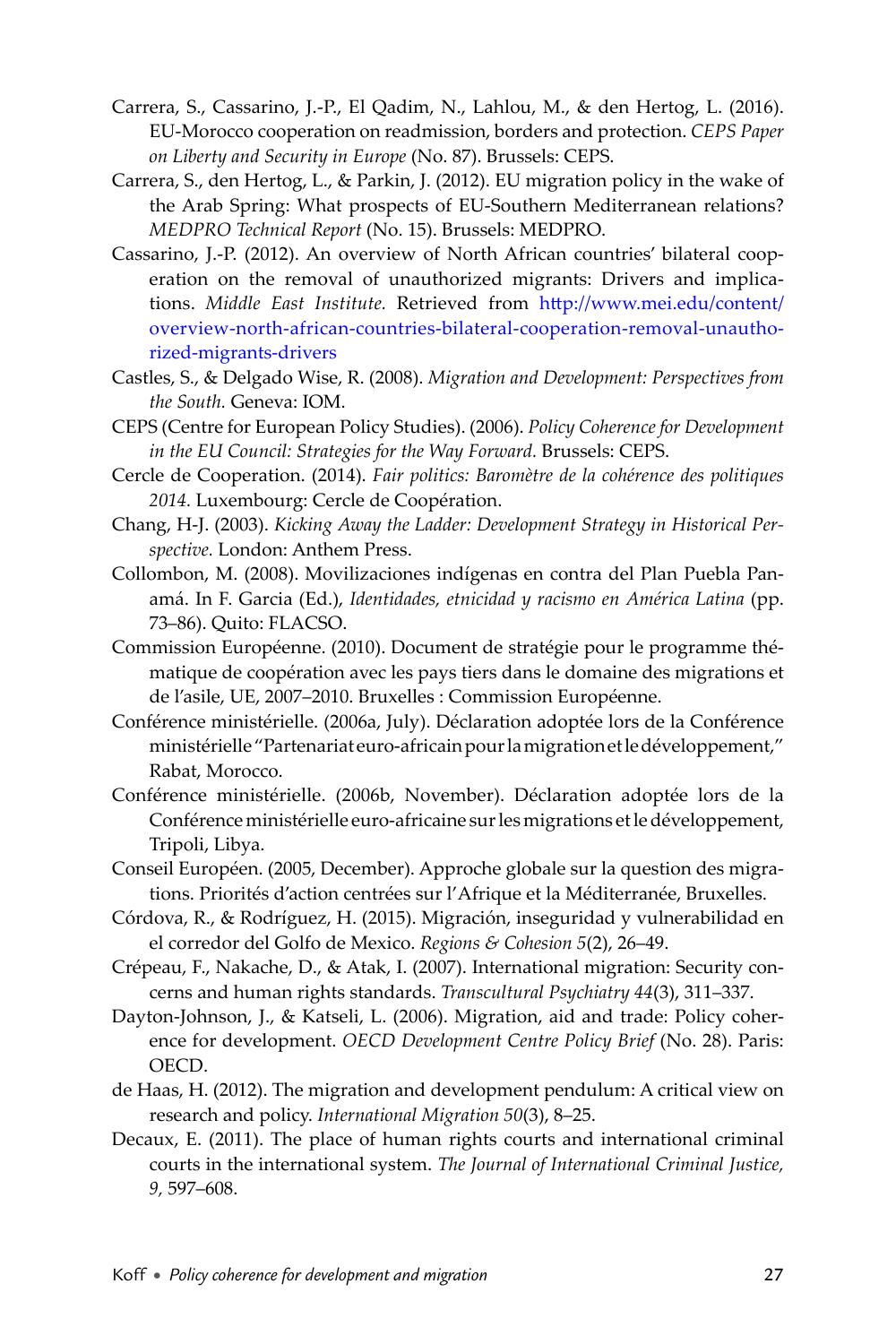Carrera, S., Cassarino, J.-P., El Qadim, N., Lahlou, M., & den Hertog, L. (2016). EU-Morocco cooperation on readmission, borders and protection. *CEPS Paper on Liberty and Security in Europe* (No. 87). Brussels: CEPS.

Carrera, S., den Hertog, L., & Parkin, J. (2012). EU migration policy in the wake of the Arab Spring: What prospects of EU-Southern Mediterranean relations? *MEDPRO Technical Report* (No. 15). Brussels: MEDPRO.

Cassarino, J.-P. (2012). An overview of North African countries' bilateral cooperation on the removal of unauthorized migrants: Drivers and implications. *Middle East Institute.* Retrieved from http://www.mei.edu/content/overview-north-african-countries-bilateral-cooperation-removal-unauthorized-migrants-drivers

Castles, S., & Delgado Wise, R. (2008). *Migration and Development: Perspectives from the South.* Geneva: IOM.

CEPS (Centre for European Policy Studies). (2006). *Policy Coherence for Development in the EU Council: Strategies for the Way Forward.* Brussels: CEPS.

Cercle de Cooperation. (2014). *Fair politics: Baromètre de la cohérence des politiques 2014.* Luxembourg: Cercle de Coopération.

Chang, H-J. (2003). *Kicking Away the Ladder: Development Strategy in Historical Perspective.* London: Anthem Press.

Collombon, M. (2008). Movilizaciones indígenas en contra del Plan Puebla Panamá. In F. Garcia (Ed.), *Identidades, etnicidad y racismo en América Latina* (pp. 73–86). Quito: FLACSO.

Commission Européenne. (2010). Document de stratégie pour le programme thématique de coopération avec les pays tiers dans le domaine des migrations et de l'asile, UE, 2007–2010. Bruxelles : Commission Européenne.

Conférence ministérielle. (2006a, July). Déclaration adoptée lors de la Conférence ministérielle "Partenariat euro-africain pour la migration et le développement," Rabat, Morocco.

Conférence ministérielle. (2006b, November). Déclaration adoptée lors de la Conférence ministérielle euro-africaine sur les migrations et le développement, Tripoli, Libya.

Conseil Européen. (2005, December). Approche globale sur la question des migrations. Priorités d'action centrées sur l'Afrique et la Méditerranée, Bruxelles.

Córdova, R., & Rodríguez, H. (2015). Migración, inseguridad y vulnerabilidad en el corredor del Golfo de Mexico. *Regions & Cohesion 5*(2), 26–49.

Crépeau, F., Nakache, D., & Atak, I. (2007). International migration: Security concerns and human rights standards. *Transcultural Psychiatry 44*(3), 311–337.

Dayton-Johnson, J., & Katseli, L. (2006). Migration, aid and trade: Policy coherence for development. *OECD Development Centre Policy Brief* (No. 28). Paris: OECD.

de Haas, H. (2012). The migration and development pendulum: A critical view on research and policy. *International Migration 50*(3), 8–25.

Decaux, E. (2011). The place of human rights courts and international criminal courts in the international system. *The Journal of International Criminal Justice, 9*, 597–608.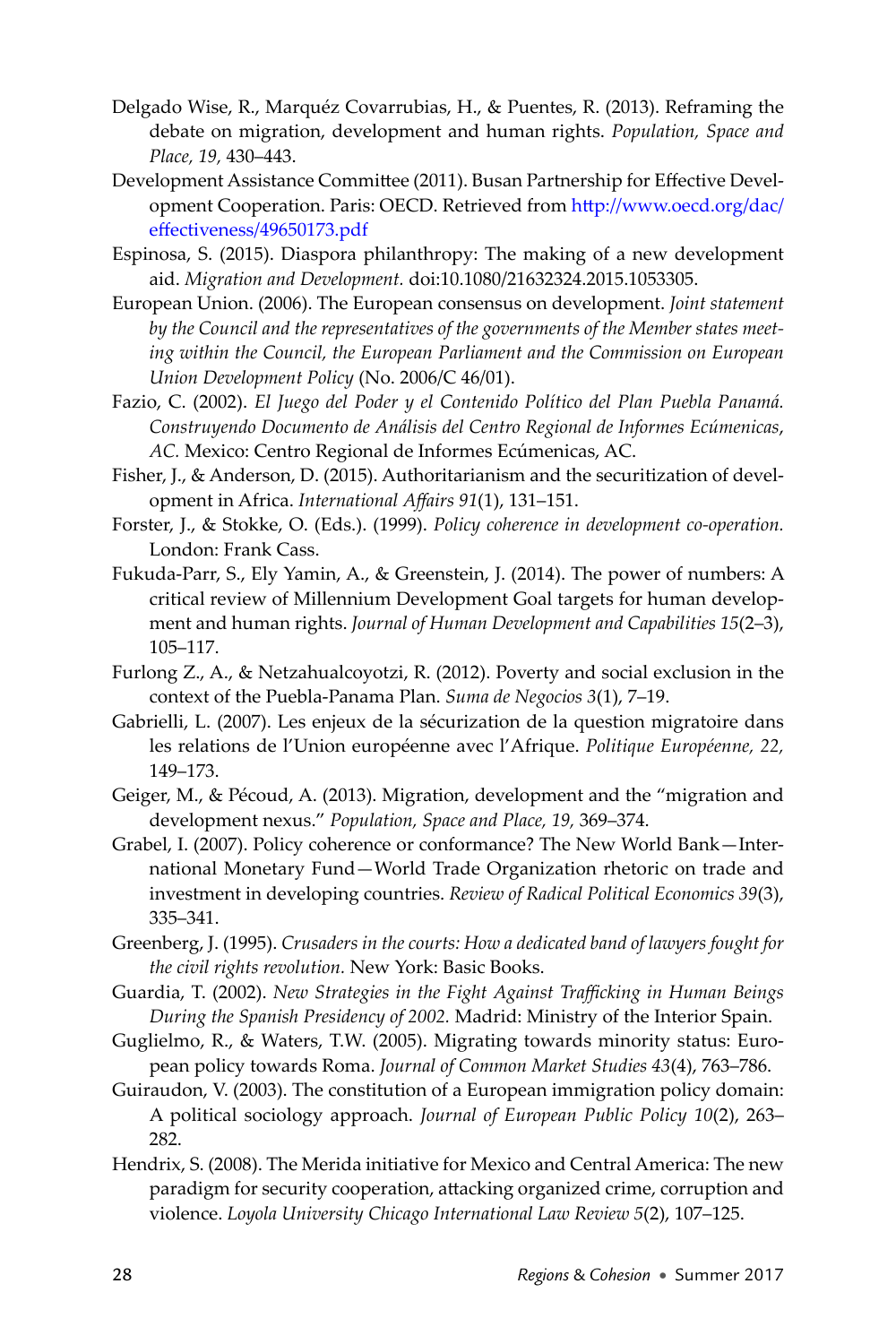Delgado Wise, R., Marquéz Covarrubias, H., & Puentes, R. (2013). Reframing the debate on migration, development and human rights. *Population, Space and Place, 19,* 430–443.

Development Assistance Committee (2011). Busan Partnership for Effective Development Cooperation. Paris: OECD. Retrieved from http://www.oecd.org/dac/effectiveness/49650173.pdf

Espinosa, S. (2015). Diaspora philanthropy: The making of a new development aid. *Migration and Development.* doi:10.1080/21632324.2015.1053305.

European Union. (2006). The European consensus on development. *Joint statement by the Council and the representatives of the governments of the Member states meeting within the Council, the European Parliament and the Commission on European Union Development Policy* (No. 2006/C 46/01).

Fazio, C. (2002). *El Juego del Poder y el Contenido Político del Plan Puebla Panamá. Construyendo Documento de Análisis del Centro Regional de Informes Ecúmenicas, AC.* Mexico: Centro Regional de Informes Ecúmenicas, AC.

Fisher, J., & Anderson, D. (2015). Authoritarianism and the securitization of development in Africa. *International Affairs 91*(1), 131–151.

Forster, J., & Stokke, O. (Eds.). (1999). *Policy coherence in development co-operation.* London: Frank Cass.

Fukuda-Parr, S., Ely Yamin, A., & Greenstein, J. (2014). The power of numbers: A critical review of Millennium Development Goal targets for human development and human rights. *Journal of Human Development and Capabilities 15*(2–3), 105–117.

Furlong Z., A., & Netzahualcoyotzi, R. (2012). Poverty and social exclusion in the context of the Puebla-Panama Plan. *Suma de Negocios 3*(1), 7–19.

Gabrielli, L. (2007). Les enjeux de la sécurization de la question migratoire dans les relations de l'Union européenne avec l'Afrique. *Politique Européenne, 22,* 149–173.

Geiger, M., & Pécoud, A. (2013). Migration, development and the "migration and development nexus." *Population, Space and Place, 19,* 369–374.

Grabel, I. (2007). Policy coherence or conformance? The New World Bank—International Monetary Fund—World Trade Organization rhetoric on trade and investment in developing countries. *Review of Radical Political Economics 39*(3), 335–341.

Greenberg, J. (1995). *Crusaders in the courts: How a dedicated band of lawyers fought for the civil rights revolution.* New York: Basic Books.

Guardia, T. (2002). *New Strategies in the Fight Against Trafficking in Human Beings During the Spanish Presidency of 2002.* Madrid: Ministry of the Interior Spain.

Guglielmo, R., & Waters, T.W. (2005). Migrating towards minority status: European policy towards Roma. *Journal of Common Market Studies 43*(4), 763–786.

Guiraudon, V. (2003). The constitution of a European immigration policy domain: A political sociology approach. *Journal of European Public Policy 10*(2), 263–282.

Hendrix, S. (2008). The Merida initiative for Mexico and Central America: The new paradigm for security cooperation, attacking organized crime, corruption and violence. *Loyola University Chicago International Law Review 5*(2), 107–125.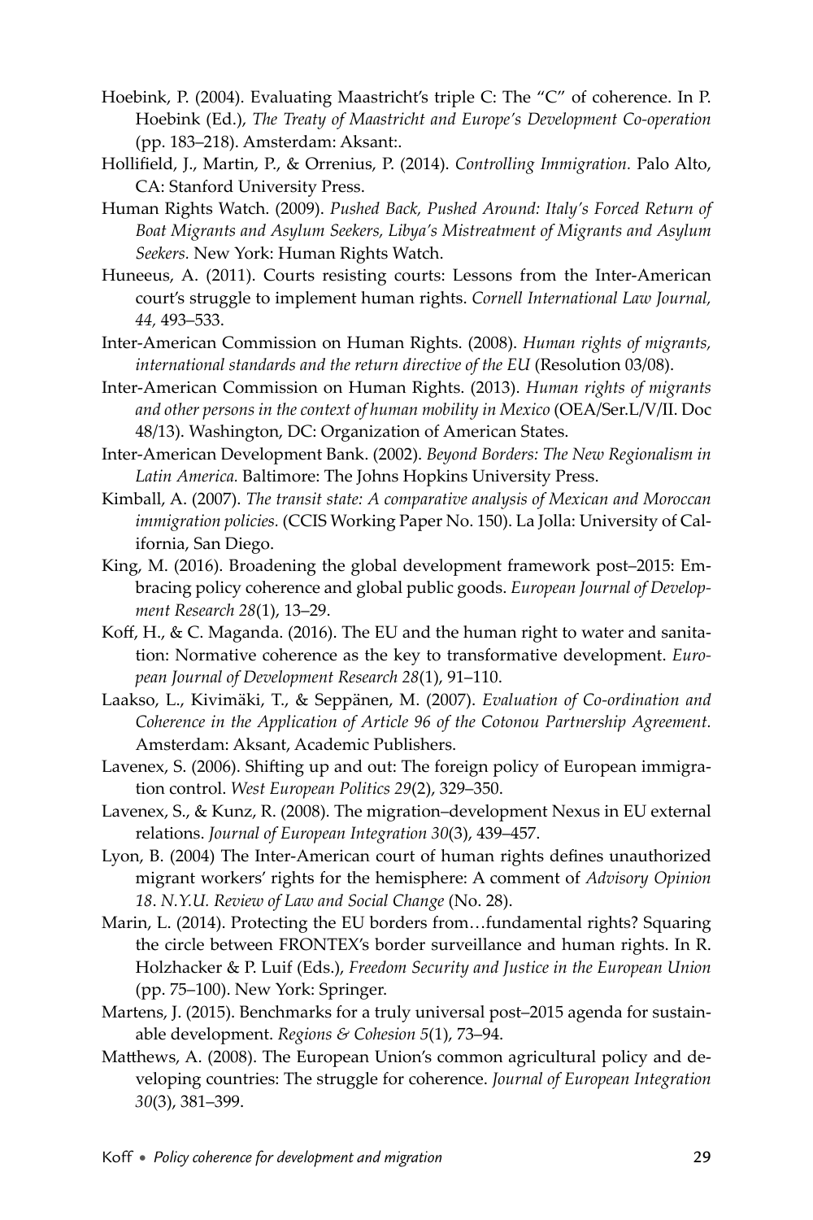Hoebink, P. (2004). Evaluating Maastricht's triple C: The "C" of coherence. In P. Hoebink (Ed.), *The Treaty of Maastricht and Europe's Development Co-operation* (pp. 183–218). Amsterdam: Aksant:.

Hollifield, J., Martin, P., & Orrenius, P. (2014). *Controlling Immigration.* Palo Alto, CA: Stanford University Press.

Human Rights Watch. (2009). *Pushed Back, Pushed Around: Italy's Forced Return of Boat Migrants and Asylum Seekers, Libya's Mistreatment of Migrants and Asylum Seekers.* New York: Human Rights Watch.

Huneeus, A. (2011). Courts resisting courts: Lessons from the Inter-American court's struggle to implement human rights. *Cornell International Law Journal, 44,* 493–533.

Inter-American Commission on Human Rights. (2008). *Human rights of migrants, international standards and the return directive of the EU* (Resolution 03/08).

Inter-American Commission on Human Rights. (2013). *Human rights of migrants and other persons in the context of human mobility in Mexico* (OEA/Ser.L/V/II. Doc 48/13). Washington, DC: Organization of American States.

Inter-American Development Bank. (2002). *Beyond Borders: The New Regionalism in Latin America.* Baltimore: The Johns Hopkins University Press.

Kimball, A. (2007). *The transit state: A comparative analysis of Mexican and Moroccan immigration policies.* (CCIS Working Paper No. 150). La Jolla: University of California, San Diego.

King, M. (2016). Broadening the global development framework post–2015: Embracing policy coherence and global public goods. *European Journal of Development Research 28*(1), 13–29.

Koff, H., & C. Maganda. (2016). The EU and the human right to water and sanitation: Normative coherence as the key to transformative development. *European Journal of Development Research 28*(1), 91–110.

Laakso, L., Kivimäki, T., & Seppänen, M. (2007). *Evaluation of Co-ordination and Coherence in the Application of Article 96 of the Cotonou Partnership Agreement.* Amsterdam: Aksant, Academic Publishers.

Lavenex, S. (2006). Shifting up and out: The foreign policy of European immigration control. *West European Politics 29*(2), 329–350.

Lavenex, S., & Kunz, R. (2008). The migration–development Nexus in EU external relations. *Journal of European Integration 30*(3), 439–457.

Lyon, B. (2004) The Inter-American court of human rights defines unauthorized migrant workers' rights for the hemisphere: A comment of *Advisory Opinion 18*. *N.Y.U. Review of Law and Social Change* (No. 28).

Marin, L. (2014). Protecting the EU borders from…fundamental rights? Squaring the circle between FRONTEX's border surveillance and human rights. In R. Holzhacker & P. Luif (Eds.), *Freedom Security and Justice in the European Union* (pp. 75–100). New York: Springer.

Martens, J. (2015). Benchmarks for a truly universal post–2015 agenda for sustainable development. *Regions & Cohesion 5*(1), 73–94.

Matthews, A. (2008). The European Union's common agricultural policy and developing countries: The struggle for coherence. *Journal of European Integration 30*(3), 381–399.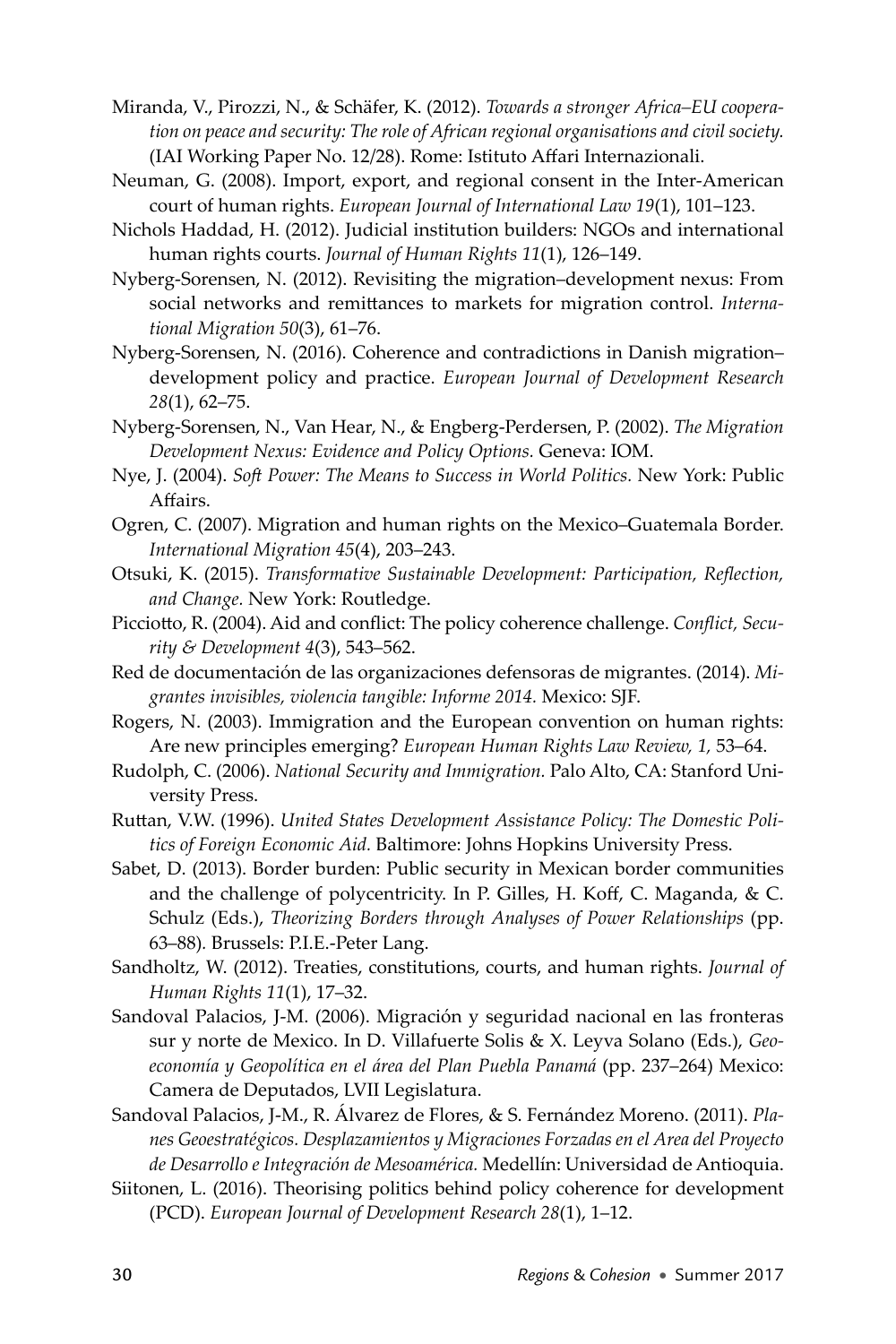Miranda, V., Pirozzi, N., & Schäfer, K. (2012). *Towards a stronger Africa–EU cooperation on peace and security: The role of African regional organisations and civil society.* (IAI Working Paper No. 12/28). Rome: Istituto Affari Internazionali.

Neuman, G. (2008). Import, export, and regional consent in the Inter-American court of human rights. *European Journal of International Law 19*(1), 101–123.

Nichols Haddad, H. (2012). Judicial institution builders: NGOs and international human rights courts. *Journal of Human Rights 11*(1), 126–149.

Nyberg-Sorensen, N. (2012). Revisiting the migration–development nexus: From social networks and remittances to markets for migration control. *International Migration 50*(3), 61–76.

Nyberg-Sorensen, N. (2016). Coherence and contradictions in Danish migration–development policy and practice. *European Journal of Development Research 28*(1), 62–75.

Nyberg-Sorensen, N., Van Hear, N., & Engberg-Perdersen, P. (2002). *The Migration Development Nexus: Evidence and Policy Options.* Geneva: IOM.

Nye, J. (2004). *Soft Power: The Means to Success in World Politics.* New York: Public Affairs.

Ogren, C. (2007). Migration and human rights on the Mexico–Guatemala Border. *International Migration 45*(4), 203–243.

Otsuki, K. (2015). *Transformative Sustainable Development: Participation, Reflection, and Change.* New York: Routledge.

Picciotto, R. (2004). Aid and conflict: The policy coherence challenge. *Conflict, Security & Development 4*(3), 543–562.

Red de documentación de las organizaciones defensoras de migrantes. (2014). *Migrantes invisibles, violencia tangible: Informe 2014.* Mexico: SJF.

Rogers, N. (2003). Immigration and the European convention on human rights: Are new principles emerging? *European Human Rights Law Review, 1,* 53–64.

Rudolph, C. (2006). *National Security and Immigration.* Palo Alto, CA: Stanford University Press.

Ruttan, V.W. (1996). *United States Development Assistance Policy: The Domestic Politics of Foreign Economic Aid.* Baltimore: Johns Hopkins University Press.

Sabet, D. (2013). Border burden: Public security in Mexican border communities and the challenge of polycentricity. In P. Gilles, H. Koff, C. Maganda, & C. Schulz (Eds.), *Theorizing Borders through Analyses of Power Relationships* (pp. 63–88). Brussels: P.I.E.-Peter Lang.

Sandholtz, W. (2012). Treaties, constitutions, courts, and human rights. *Journal of Human Rights 11*(1), 17–32.

Sandoval Palacios, J-M. (2006). Migración y seguridad nacional en las fronteras sur y norte de Mexico. In D. Villafuerte Solis & X. Leyva Solano (Eds.), *Geoeconomía y Geopolítica en el área del Plan Puebla Panamá* (pp. 237–264) Mexico: Camera de Deputados, LVII Legislatura.

Sandoval Palacios, J-M., R. Álvarez de Flores, & S. Fernández Moreno. (2011). *Planes Geoestratégicos. Desplazamientos y Migraciones Forzadas en el Area del Proyecto de Desarrollo e Integración de Mesoamérica.* Medellín: Universidad de Antioquia.

Siitonen, L. (2016). Theorising politics behind policy coherence for development (PCD). *European Journal of Development Research 28*(1), 1–12.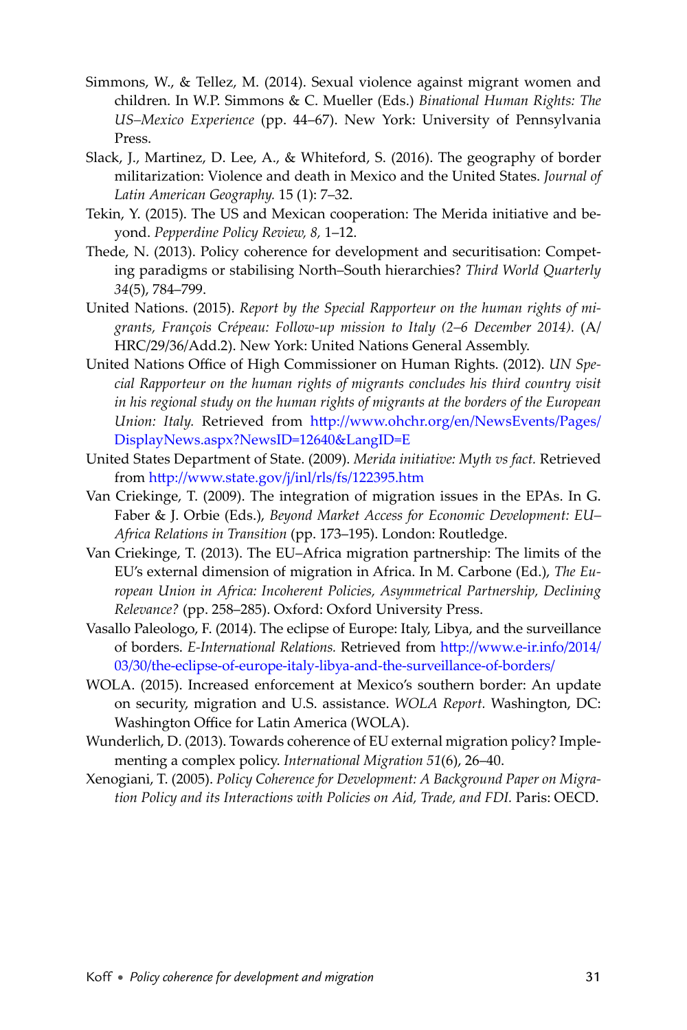Simmons, W., & Tellez, M. (2014). Sexual violence against migrant women and children. In W.P. Simmons & C. Mueller (Eds.) *Binational Human Rights: The US–Mexico Experience* (pp. 44–67). New York: University of Pennsylvania Press.

Slack, J., Martinez, D. Lee, A., & Whiteford, S. (2016). The geography of border militarization: Violence and death in Mexico and the United States. *Journal of Latin American Geography.* 15 (1): 7–32.

Tekin, Y. (2015). The US and Mexican cooperation: The Merida initiative and beyond. *Pepperdine Policy Review, 8,* 1–12.

Thede, N. (2013). Policy coherence for development and securitisation: Competing paradigms or stabilising North–South hierarchies? *Third World Quarterly 34*(5), 784–799.

United Nations. (2015). *Report by the Special Rapporteur on the human rights of migrants, François Crépeau: Follow-up mission to Italy (2–6 December 2014).* (A/HRC/29/36/Add.2). New York: United Nations General Assembly.

United Nations Office of High Commissioner on Human Rights. (2012). *UN Special Rapporteur on the human rights of migrants concludes his third country visit in his regional study on the human rights of migrants at the borders of the European Union: Italy.* Retrieved from http://www.ohchr.org/en/NewsEvents/Pages/DisplayNews.aspx?NewsID=12640&LangID=E

United States Department of State. (2009). *Merida initiative: Myth vs fact.* Retrieved from http://www.state.gov/j/inl/rls/fs/122395.htm

Van Criekinge, T. (2009). The integration of migration issues in the EPAs. In G. Faber & J. Orbie (Eds.), *Beyond Market Access for Economic Development: EU–Africa Relations in Transition* (pp. 173–195). London: Routledge.

Van Criekinge, T. (2013). The EU–Africa migration partnership: The limits of the EU's external dimension of migration in Africa. In M. Carbone (Ed.), *The European Union in Africa: Incoherent Policies, Asymmetrical Partnership, Declining Relevance?* (pp. 258–285). Oxford: Oxford University Press.

Vasallo Paleologo, F. (2014). The eclipse of Europe: Italy, Libya, and the surveillance of borders. *E-International Relations.* Retrieved from http://www.e-ir.info/2014/03/30/the-eclipse-of-europe-italy-libya-and-the-surveillance-of-borders/

WOLA. (2015). Increased enforcement at Mexico's southern border: An update on security, migration and U.S. assistance. *WOLA Report.* Washington, DC: Washington Office for Latin America (WOLA).

Wunderlich, D. (2013). Towards coherence of EU external migration policy? Implementing a complex policy. *International Migration 51*(6), 26–40.

Xenogiani, T. (2005). *Policy Coherence for Development: A Background Paper on Migration Policy and its Interactions with Policies on Aid, Trade, and FDI.* Paris: OECD.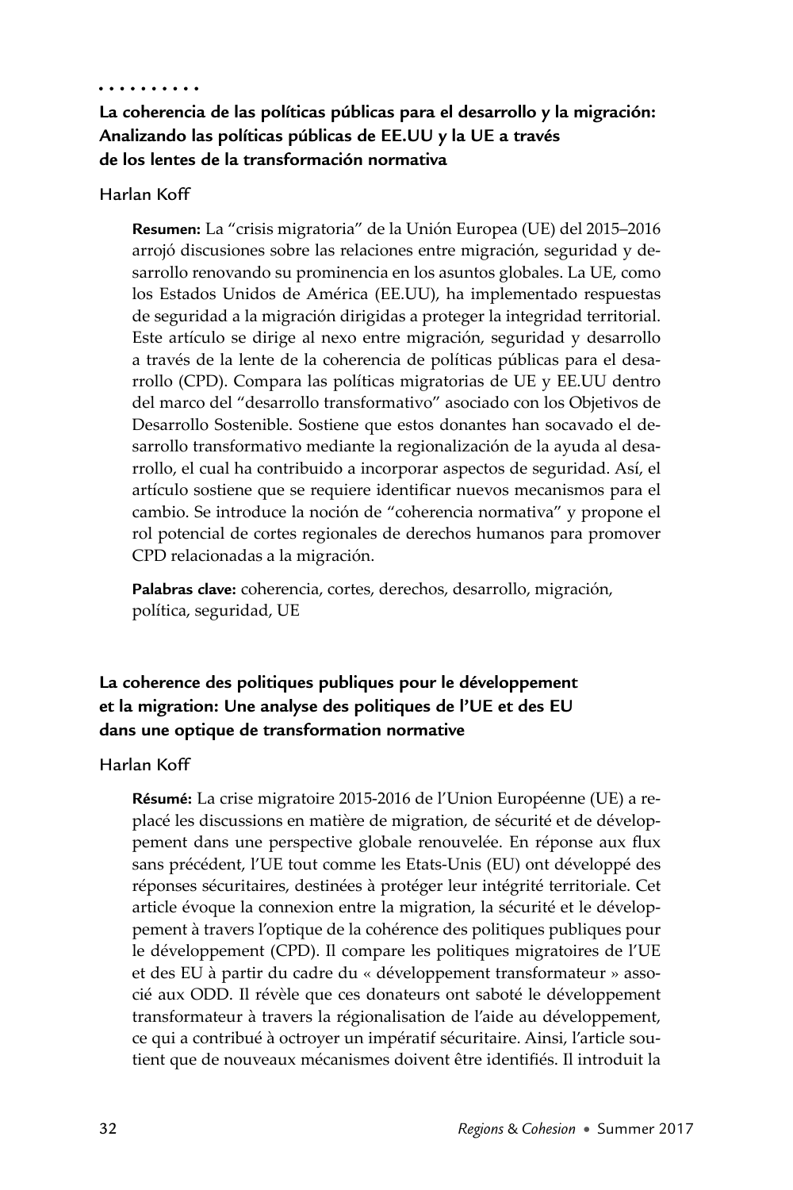## La coherencia de las políticas públicas para el desarrollo y la migración: Analizando las políticas públicas de EE.UU y la UE a través de los lentes de la transformación normativa

Harlan Koff

**Resumen:** La "crisis migratoria" de la Unión Europea (UE) del 2015–2016 arrojó discusiones sobre las relaciones entre migración, seguridad y desarrollo renovando su prominencia en los asuntos globales. La UE, como los Estados Unidos de América (EE.UU), ha implementado respuestas de seguridad a la migración dirigidas a proteger la integridad territorial. Este artículo se dirige al nexo entre migración, seguridad y desarrollo a través de la lente de la coherencia de políticas públicas para el desarrollo (CPD). Compara las políticas migratorias de UE y EE.UU dentro del marco del "desarrollo transformativo" asociado con los Objetivos de Desarrollo Sostenible. Sostiene que estos donantes han socavado el desarrollo transformativo mediante la regionalización de la ayuda al desarrollo, el cual ha contribuido a incorporar aspectos de seguridad. Así, el artículo sostiene que se requiere identificar nuevos mecanismos para el cambio. Se introduce la noción de "coherencia normativa" y propone el rol potencial de cortes regionales de derechos humanos para promover CPD relacionadas a la migración.

**Palabras clave:** coherencia, cortes, derechos, desarrollo, migración, política, seguridad, UE

## La coherence des politiques publiques pour le développement et la migration: Une analyse des politiques de l'UE et des EU dans une optique de transformation normative

Harlan Koff

**Résumé:** La crise migratoire 2015-2016 de l'Union Européenne (UE) a replacé les discussions en matière de migration, de sécurité et de développement dans une perspective globale renouvelée. En réponse aux flux sans précédent, l'UE tout comme les Etats-Unis (EU) ont développé des réponses sécuritaires, destinées à protéger leur intégrité territoriale. Cet article évoque la connexion entre la migration, la sécurité et le développement à travers l'optique de la cohérence des politiques publiques pour le développement (CPD). Il compare les politiques migratoires de l'UE et des EU à partir du cadre du « développement transformateur » associé aux ODD. Il révèle que ces donateurs ont saboté le développement transformateur à travers la régionalisation de l'aide au développement, ce qui a contribué à octroyer un impératif sécuritaire. Ainsi, l'article soutient que de nouveaux mécanismes doivent être identifiés. Il introduit la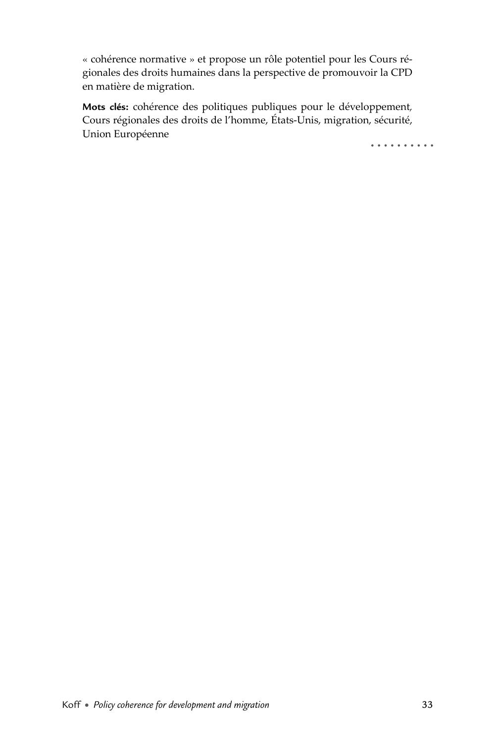« cohérence normative » et propose un rôle potentiel pour les Cours régionales des droits humaines dans la perspective de promouvoir la CPD en matière de migration.

**Mots clés:** cohérence des politiques publiques pour le développement, Cours régionales des droits de l'homme, États-Unis, migration, sécurité, Union Européenne